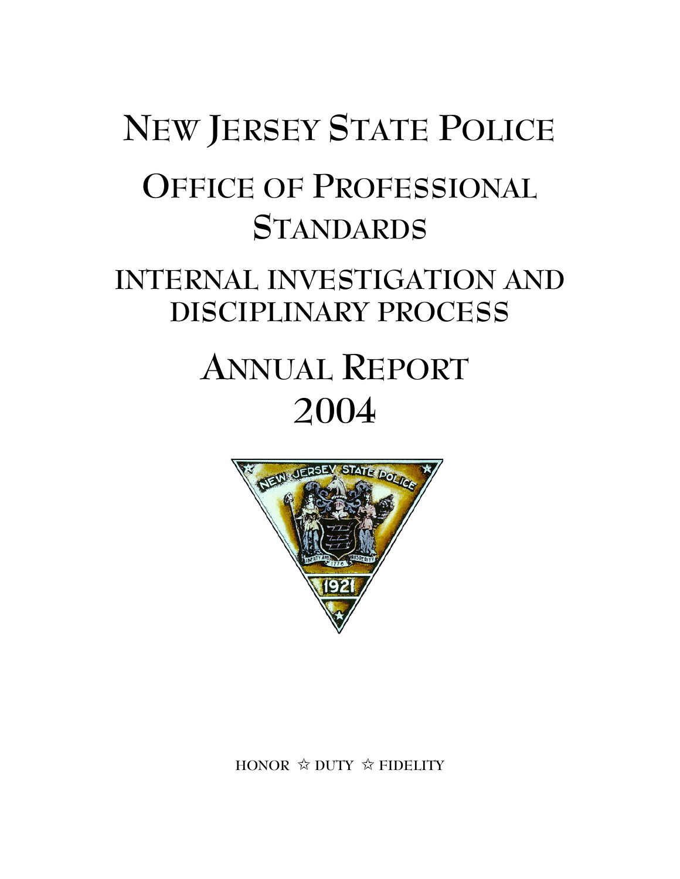# NEW JERSEY STATE POLICE

## OFFICE OF PROFESSIONAL STANDARDS

## INTERNAL INVESTIGATION AND DISCIPLINARY PROCESS

## ANNUAL REPORT 2004

HONOR ☆ DUTY ☆ FIDELITY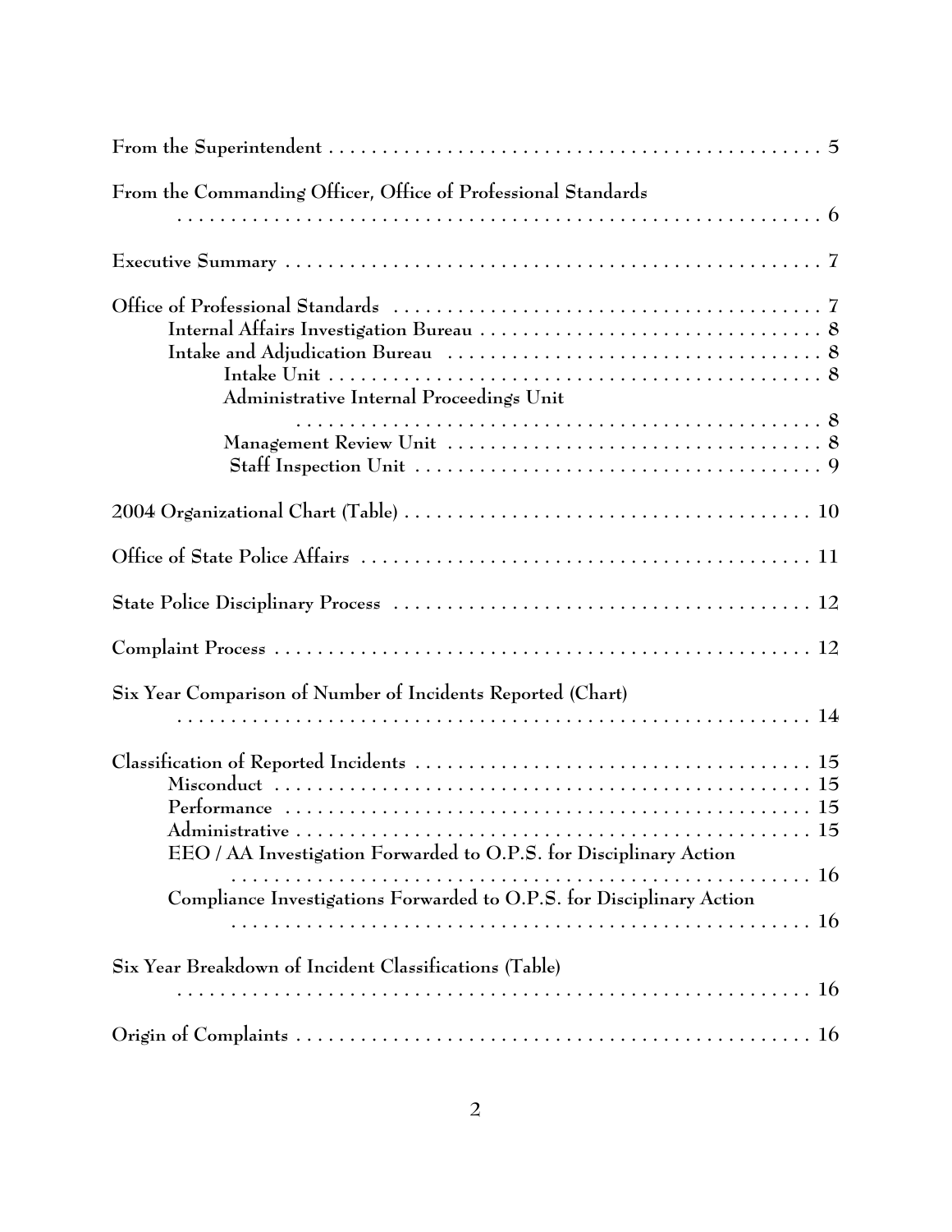From the Superintendent . . . . . . . . . . . . . . . . . . . . . . . . . . . . . . . . . . . . . . . . . . . . . 5

From the Commanding Officer, Office of Professional Standards . . . . . . . . . . . . . . . . . . . . . . . . . . . . . . . . . . . . . . . . . . . . . . . . . . . . . . . . 6

Executive Summary . . . . . . . . . . . . . . . . . . . . . . . . . . . . . . . . . . . . . . . . . . . . . . . . . . 7

Office of Professional Standards . . . . . . . . . . . . . . . . . . . . . . . . . . . . . . . . . . . . . . . . 7
- Internal Affairs Investigation Bureau . . . . . . . . . . . . . . . . . . . . . . . . . . . . . . . . 8
- Intake and Adjudication Bureau . . . . . . . . . . . . . . . . . . . . . . . . . . . . . . . . . . . 8
  - Intake Unit . . . . . . . . . . . . . . . . . . . . . . . . . . . . . . . . . . . . . . . . . . . . . 8
  - Administrative Internal Proceedings Unit . . . . . . . . . . . . . . . . . . . . . . . . . . . . . . . . . . . . . . . . . . . . . . 8
  - Management Review Unit . . . . . . . . . . . . . . . . . . . . . . . . . . . . . . . . . . 8
  - Staff Inspection Unit . . . . . . . . . . . . . . . . . . . . . . . . . . . . . . . . . . . . . . 9

2004 Organizational Chart (Table) . . . . . . . . . . . . . . . . . . . . . . . . . . . . . . . . . . . . . . 10

Office of State Police Affairs . . . . . . . . . . . . . . . . . . . . . . . . . . . . . . . . . . . . . . . . . . 11

State Police Disciplinary Process . . . . . . . . . . . . . . . . . . . . . . . . . . . . . . . . . . . . . . 12

Complaint Process . . . . . . . . . . . . . . . . . . . . . . . . . . . . . . . . . . . . . . . . . . . . . . . . . 12

Six Year Comparison of Number of Incidents Reported (Chart) . . . . . . . . . . . . . . . . . . . . . . . . . . . . . . . . . . . . . . . . . . . . . . . . . . . . . . . 14

Classification of Reported Incidents . . . . . . . . . . . . . . . . . . . . . . . . . . . . . . . . . . . . . 15
- Misconduct . . . . . . . . . . . . . . . . . . . . . . . . . . . . . . . . . . . . . . . . . . . . . . . . . 15
- Performance . . . . . . . . . . . . . . . . . . . . . . . . . . . . . . . . . . . . . . . . . . . . . . . . 15
- Administrative . . . . . . . . . . . . . . . . . . . . . . . . . . . . . . . . . . . . . . . . . . . . . . . 15
- EEO / AA Investigation Forwarded to O.P.S. for Disciplinary Action . . . . . . . . . . . . . . . . . . . . . . . . . . . . . . . . . . . . . . . . . . . . . . . . . . . . 16
- Compliance Investigations Forwarded to O.P.S. for Disciplinary Action . . . . . . . . . . . . . . . . . . . . . . . . . . . . . . . . . . . . . . . . . . . . . . . . . . . . 16

Six Year Breakdown of Incident Classifications (Table) . . . . . . . . . . . . . . . . . . . . . . . . . . . . . . . . . . . . . . . . . . . . . . . . . . . . . . . 16

Origin of Complaints . . . . . . . . . . . . . . . . . . . . . . . . . . . . . . . . . . . . . . . . . . . . . . . . . 16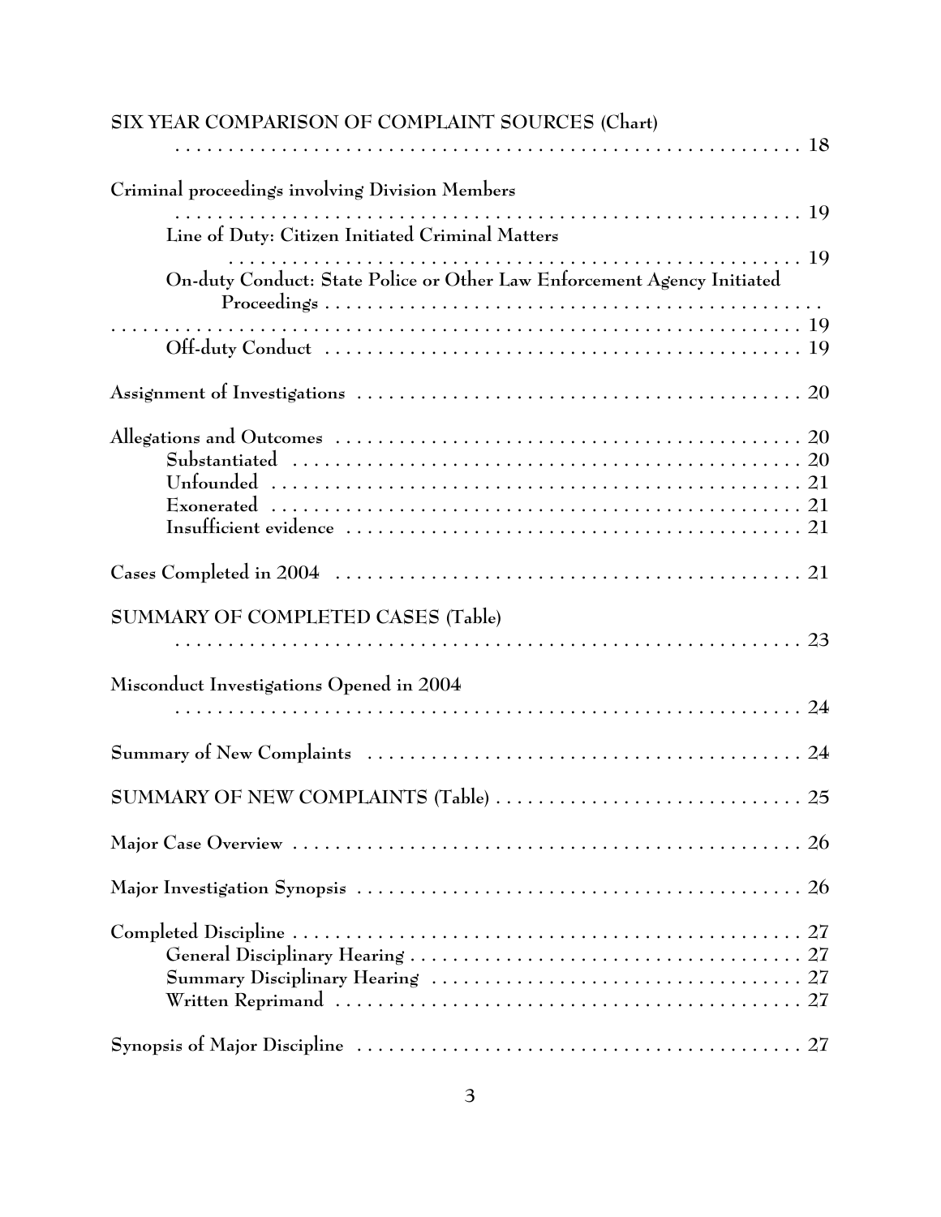SIX YEAR COMPARISON OF COMPLAINT SOURCES (Chart) . . . . . . . . . . . . . . . . . . . . . . . . . . . . . . . . . . . . . . . . . . . . . . . . . . . . . . . . . . . . . 18

Criminal proceedings involving Division Members . . . . . . . . . . . . . . . . . . . . . . . . . . . . . . . . . . . . . . . . . . . . . . . . . . . . . . . . . . . . . 19

- Line of Duty: Citizen Initiated Criminal Matters . . . . . . . . . . . . . . . . . . . . . . . . . . . . . . . . . . . . . . . . . . . . . . . . . . . . . . . . . 19
- On-duty Conduct: State Police or Other Law Enforcement Agency Initiated Proceedings . . . . . . . . . . . . . . . . . . . . . . . . . . . . . . . . . . . . . . . . . . . . . . . . . . . . . . . . . . . . . . . . . . . . . . . . . . . . . . . . . . . . 19
- Off-duty Conduct . . . . . . . . . . . . . . . . . . . . . . . . . . . . . . . . . . . . . 19

Assignment of Investigations . . . . . . . . . . . . . . . . . . . . . . . . . . . . . . . . . . . . . . . . . 20

Allegations and Outcomes . . . . . . . . . . . . . . . . . . . . . . . . . . . . . . . . . . . . . . . . . . . 20

- Substantiated . . . . . . . . . . . . . . . . . . . . . . . . . . . . . . . . . . . . . . . . 20
- Unfounded . . . . . . . . . . . . . . . . . . . . . . . . . . . . . . . . . . . . . . . . . . 21
- Exonerated . . . . . . . . . . . . . . . . . . . . . . . . . . . . . . . . . . . . . . . . . . 21
- Insufficient evidence . . . . . . . . . . . . . . . . . . . . . . . . . . . . . . . . . . . 21

Cases Completed in 2004 . . . . . . . . . . . . . . . . . . . . . . . . . . . . . . . . . . . . . . . . . . . . 21

SUMMARY OF COMPLETED CASES (Table) . . . . . . . . . . . . . . . . . . . . . . . . . . . . . . . . . . . . . . . . . . . . . . . . . . . . . . . . . . . . . 23

Misconduct Investigations Opened in 2004 . . . . . . . . . . . . . . . . . . . . . . . . . . . . . . . . . . . . . . . . . . . . . . . . . . . . . . . . . . . . . 24

Summary of New Complaints . . . . . . . . . . . . . . . . . . . . . . . . . . . . . . . . . . . . . . . . . 24

SUMMARY OF NEW COMPLAINTS (Table) . . . . . . . . . . . . . . . . . . . . . . . . . . . . . 25

Major Case Overview . . . . . . . . . . . . . . . . . . . . . . . . . . . . . . . . . . . . . . . . . . . . . . . 26

Major Investigation Synopsis . . . . . . . . . . . . . . . . . . . . . . . . . . . . . . . . . . . . . . . . . 26

Completed Discipline . . . . . . . . . . . . . . . . . . . . . . . . . . . . . . . . . . . . . . . . . . . . . . . 27

- General Disciplinary Hearing . . . . . . . . . . . . . . . . . . . . . . . . . . . . . . . . . . . . 27
- Summary Disciplinary Hearing . . . . . . . . . . . . . . . . . . . . . . . . . . . . . . . . . . . 27
- Written Reprimand . . . . . . . . . . . . . . . . . . . . . . . . . . . . . . . . . . . . . . . . . . . . 27

Synopsis of Major Discipline . . . . . . . . . . . . . . . . . . . . . . . . . . . . . . . . . . . . . . . . . . 27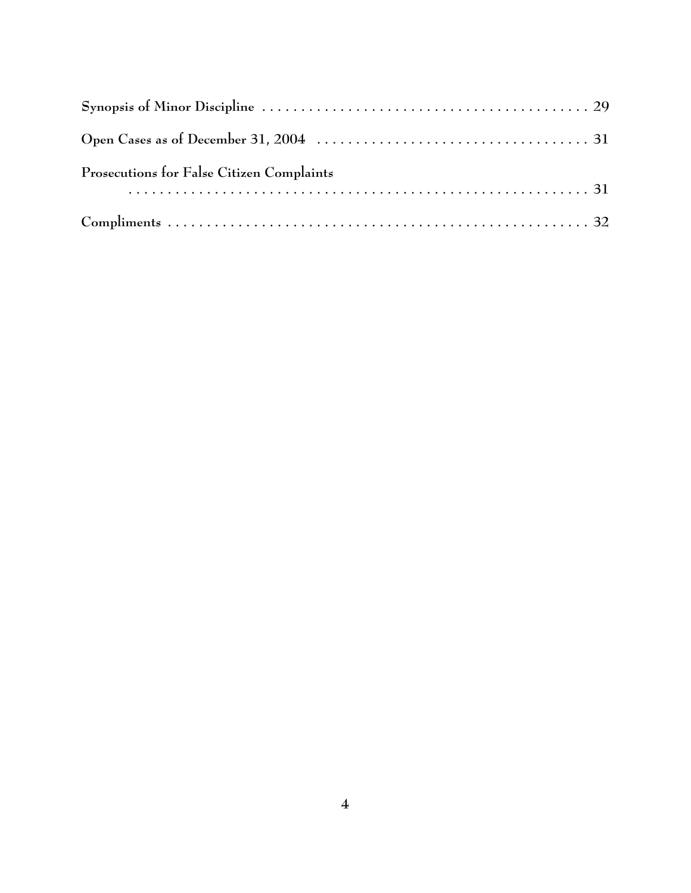Synopsis of Minor Discipline . . . . . . . . . . . . . . . . . . . . . . . . . . . . . . . . . . . . . . . . . . 29

Open Cases as of December 31, 2004 . . . . . . . . . . . . . . . . . . . . . . . . . . . . . . . . . . . 31

Prosecutions for False Citizen Complaints . . . . . . . . . . . . . . . . . . . . . . . . . . . . . . . . . . . . . . . . . . . . . . . . . . . . . 31

Compliments . . . . . . . . . . . . . . . . . . . . . . . . . . . . . . . . . . . . . . . . . . . . . . . . . . . . 32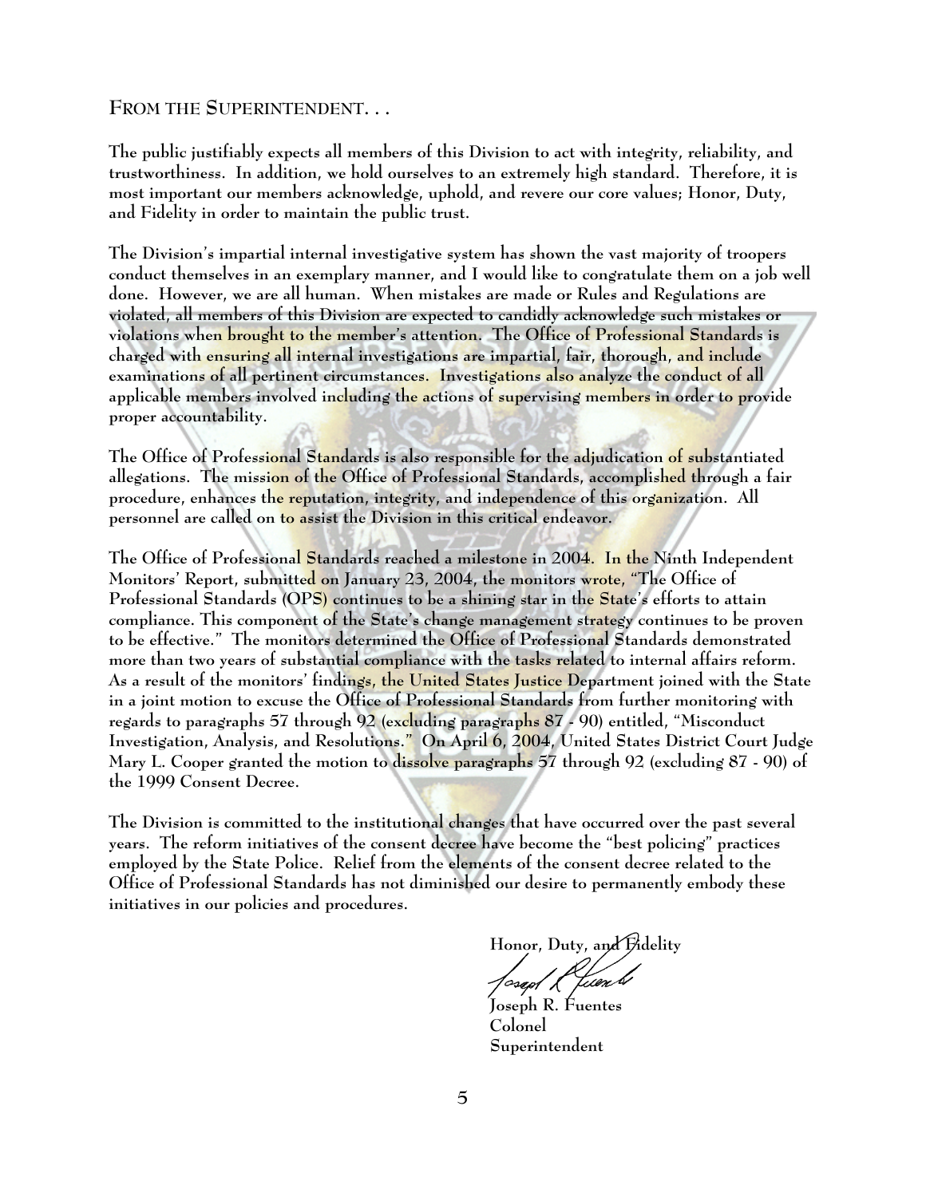## From the Superintendent. . .

**The public justifiably expects all members of this Division to act with integrity, reliability, and trustworthiness. In addition, we hold ourselves to an extremely high standard. Therefore, it is most important our members acknowledge, uphold, and revere our core values; Honor, Duty, and Fidelity in order to maintain the public trust.**

**The Division's impartial internal investigative system has shown the vast majority of troopers conduct themselves in an exemplary manner, and I would like to congratulate them on a job well done. However, we are all human. When mistakes are made or Rules and Regulations are violated, all members of this Division are expected to candidly acknowledge such mistakes or violations when brought to the member's attention. The Office of Professional Standards is charged with ensuring all internal investigations are impartial, fair, thorough, and include examinations of all pertinent circumstances. Investigations also analyze the conduct of all applicable members involved including the actions of supervising members in order to provide proper accountability.**

**The Office of Professional Standards is also responsible for the adjudication of substantiated allegations. The mission of the Office of Professional Standards, accomplished through a fair procedure, enhances the reputation, integrity, and independence of this organization. All personnel are called on to assist the Division in this critical endeavor.**

**The Office of Professional Standards reached a milestone in 2004. In the Ninth Independent Monitors' Report, submitted on January 23, 2004, the monitors wrote, "The Office of Professional Standards (OPS) continues to be a shining star in the State's efforts to attain compliance. This component of the State's change management strategy continues to be proven to be effective." The monitors determined the Office of Professional Standards demonstrated more than two years of substantial compliance with the tasks related to internal affairs reform. As a result of the monitors' findings, the United States Justice Department joined with the State in a joint motion to excuse the Office of Professional Standards from further monitoring with regards to paragraphs 57 through 92 (excluding paragraphs 87 - 90) entitled, "Misconduct Investigation, Analysis, and Resolutions." On April 6, 2004, United States District Court Judge Mary L. Cooper granted the motion to dissolve paragraphs 57 through 92 (excluding 87 - 90) of the 1999 Consent Decree.**

**The Division is committed to the institutional changes that have occurred over the past several years. The reform initiatives of the consent decree have become the "best policing" practices employed by the State Police. Relief from the elements of the consent decree related to the Office of Professional Standards has not diminished our desire to permanently embody these initiatives in our policies and procedures.**

**Honor, Duty, and Fidelity**

**Joseph R. Fuentes**
**Colonel**
**Superintendent**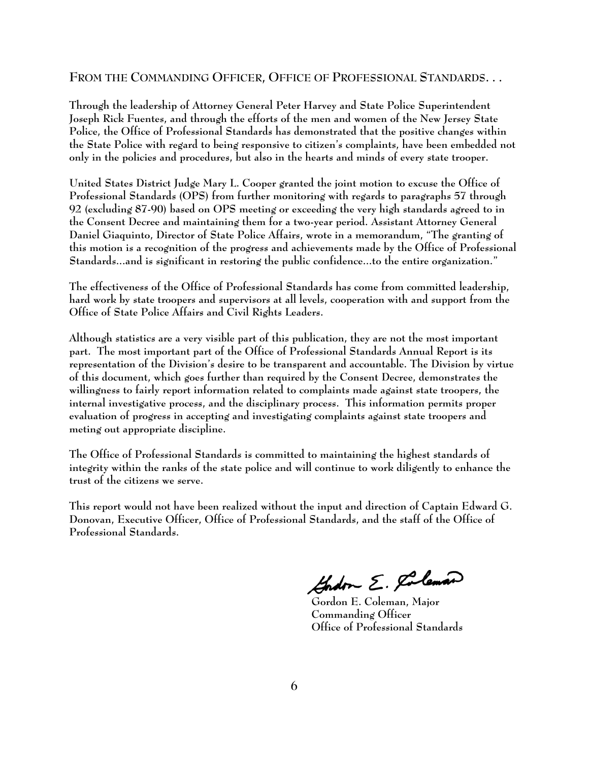## FROM THE COMMANDING OFFICER, OFFICE OF PROFESSIONAL STANDARDS. . .

Through the leadership of Attorney General Peter Harvey and State Police Superintendent Joseph Rick Fuentes, and through the efforts of the men and women of the New Jersey State Police, the Office of Professional Standards has demonstrated that the positive changes within the State Police with regard to being responsive to citizen's complaints, have been embedded not only in the policies and procedures, but also in the hearts and minds of every state trooper.

United States District Judge Mary L. Cooper granted the joint motion to excuse the Office of Professional Standards (OPS) from further monitoring with regards to paragraphs 57 through 92 (excluding 87-90) based on OPS meeting or exceeding the very high standards agreed to in the Consent Decree and maintaining them for a two-year period. Assistant Attorney General Daniel Giaquinto, Director of State Police Affairs, wrote in a memorandum, "The granting of this motion is a recognition of the progress and achievements made by the Office of Professional Standards…and is significant in restoring the public confidence…to the entire organization."

The effectiveness of the Office of Professional Standards has come from committed leadership, hard work by state troopers and supervisors at all levels, cooperation with and support from the Office of State Police Affairs and Civil Rights Leaders.

Although statistics are a very visible part of this publication, they are not the most important part. The most important part of the Office of Professional Standards Annual Report is its representation of the Division's desire to be transparent and accountable. The Division by virtue of this document, which goes further than required by the Consent Decree, demonstrates the willingness to fairly report information related to complaints made against state troopers, the internal investigative process, and the disciplinary process. This information permits proper evaluation of progress in accepting and investigating complaints against state troopers and meting out appropriate discipline.

The Office of Professional Standards is committed to maintaining the highest standards of integrity within the ranks of the state police and will continue to work diligently to enhance the trust of the citizens we serve.

This report would not have been realized without the input and direction of Captain Edward G. Donovan, Executive Officer, Office of Professional Standards, and the staff of the Office of Professional Standards.

Gordon E. Coleman, Major
Commanding Officer
Office of Professional Standards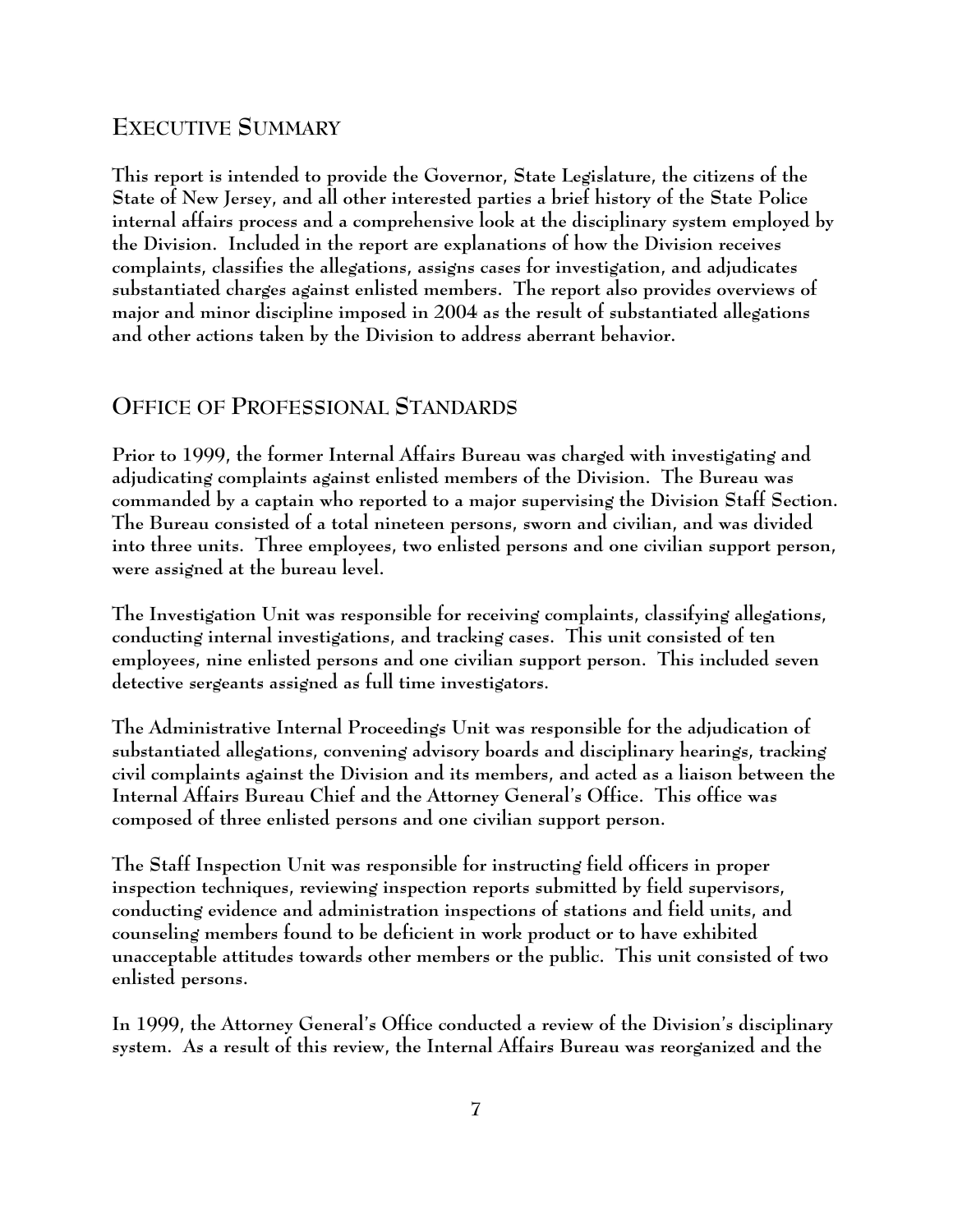## EXECUTIVE SUMMARY

This report is intended to provide the Governor, State Legislature, the citizens of the State of New Jersey, and all other interested parties a brief history of the State Police internal affairs process and a comprehensive look at the disciplinary system employed by the Division. Included in the report are explanations of how the Division receives complaints, classifies the allegations, assigns cases for investigation, and adjudicates substantiated charges against enlisted members. The report also provides overviews of major and minor discipline imposed in 2004 as the result of substantiated allegations and other actions taken by the Division to address aberrant behavior.

## OFFICE OF PROFESSIONAL STANDARDS

Prior to 1999, the former Internal Affairs Bureau was charged with investigating and adjudicating complaints against enlisted members of the Division. The Bureau was commanded by a captain who reported to a major supervising the Division Staff Section. The Bureau consisted of a total nineteen persons, sworn and civilian, and was divided into three units. Three employees, two enlisted persons and one civilian support person, were assigned at the bureau level.

The Investigation Unit was responsible for receiving complaints, classifying allegations, conducting internal investigations, and tracking cases. This unit consisted of ten employees, nine enlisted persons and one civilian support person. This included seven detective sergeants assigned as full time investigators.

The Administrative Internal Proceedings Unit was responsible for the adjudication of substantiated allegations, convening advisory boards and disciplinary hearings, tracking civil complaints against the Division and its members, and acted as a liaison between the Internal Affairs Bureau Chief and the Attorney General's Office. This office was composed of three enlisted persons and one civilian support person.

The Staff Inspection Unit was responsible for instructing field officers in proper inspection techniques, reviewing inspection reports submitted by field supervisors, conducting evidence and administration inspections of stations and field units, and counseling members found to be deficient in work product or to have exhibited unacceptable attitudes towards other members or the public. This unit consisted of two enlisted persons.

In 1999, the Attorney General's Office conducted a review of the Division's disciplinary system. As a result of this review, the Internal Affairs Bureau was reorganized and the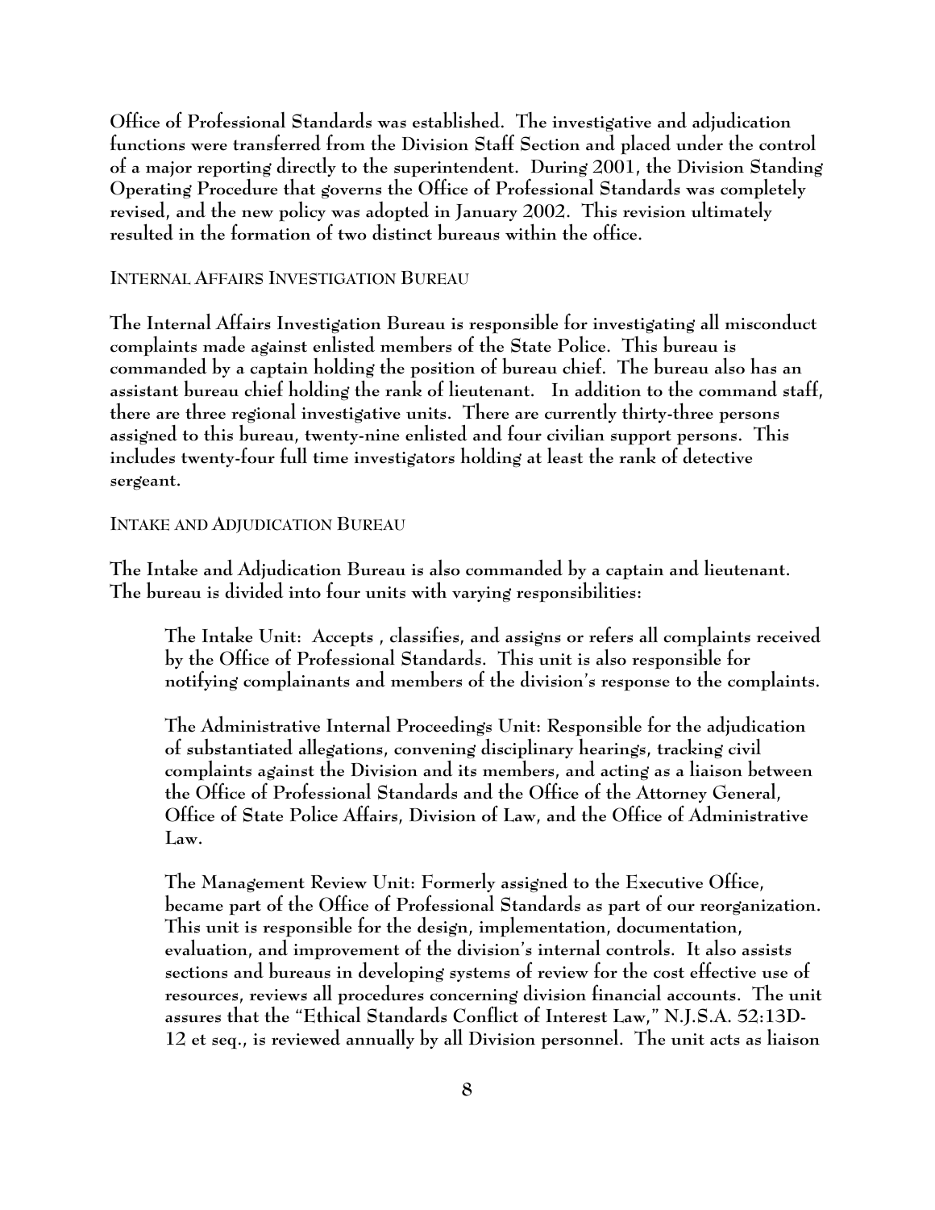Office of Professional Standards was established. The investigative and adjudication functions were transferred from the Division Staff Section and placed under the control of a major reporting directly to the superintendent. During 2001, the Division Standing Operating Procedure that governs the Office of Professional Standards was completely revised, and the new policy was adopted in January 2002. This revision ultimately resulted in the formation of two distinct bureaus within the office.

### INTERNAL AFFAIRS INVESTIGATION BUREAU

The Internal Affairs Investigation Bureau is responsible for investigating all misconduct complaints made against enlisted members of the State Police. This bureau is commanded by a captain holding the position of bureau chief. The bureau also has an assistant bureau chief holding the rank of lieutenant. In addition to the command staff, there are three regional investigative units. There are currently thirty-three persons assigned to this bureau, twenty-nine enlisted and four civilian support persons. This includes twenty-four full time investigators holding at least the rank of detective sergeant.

### INTAKE AND ADJUDICATION BUREAU

The Intake and Adjudication Bureau is also commanded by a captain and lieutenant. The bureau is divided into four units with varying responsibilities:

> The Intake Unit: Accepts , classifies, and assigns or refers all complaints received by the Office of Professional Standards. This unit is also responsible for notifying complainants and members of the division's response to the complaints.
>
> The Administrative Internal Proceedings Unit: Responsible for the adjudication of substantiated allegations, convening disciplinary hearings, tracking civil complaints against the Division and its members, and acting as a liaison between the Office of Professional Standards and the Office of the Attorney General, Office of State Police Affairs, Division of Law, and the Office of Administrative Law.
>
> The Management Review Unit: Formerly assigned to the Executive Office, became part of the Office of Professional Standards as part of our reorganization. This unit is responsible for the design, implementation, documentation, evaluation, and improvement of the division's internal controls. It also assists sections and bureaus in developing systems of review for the cost effective use of resources, reviews all procedures concerning division financial accounts. The unit assures that the "Ethical Standards Conflict of Interest Law," N.J.S.A. 52:13D-12 et seq., is reviewed annually by all Division personnel. The unit acts as liaison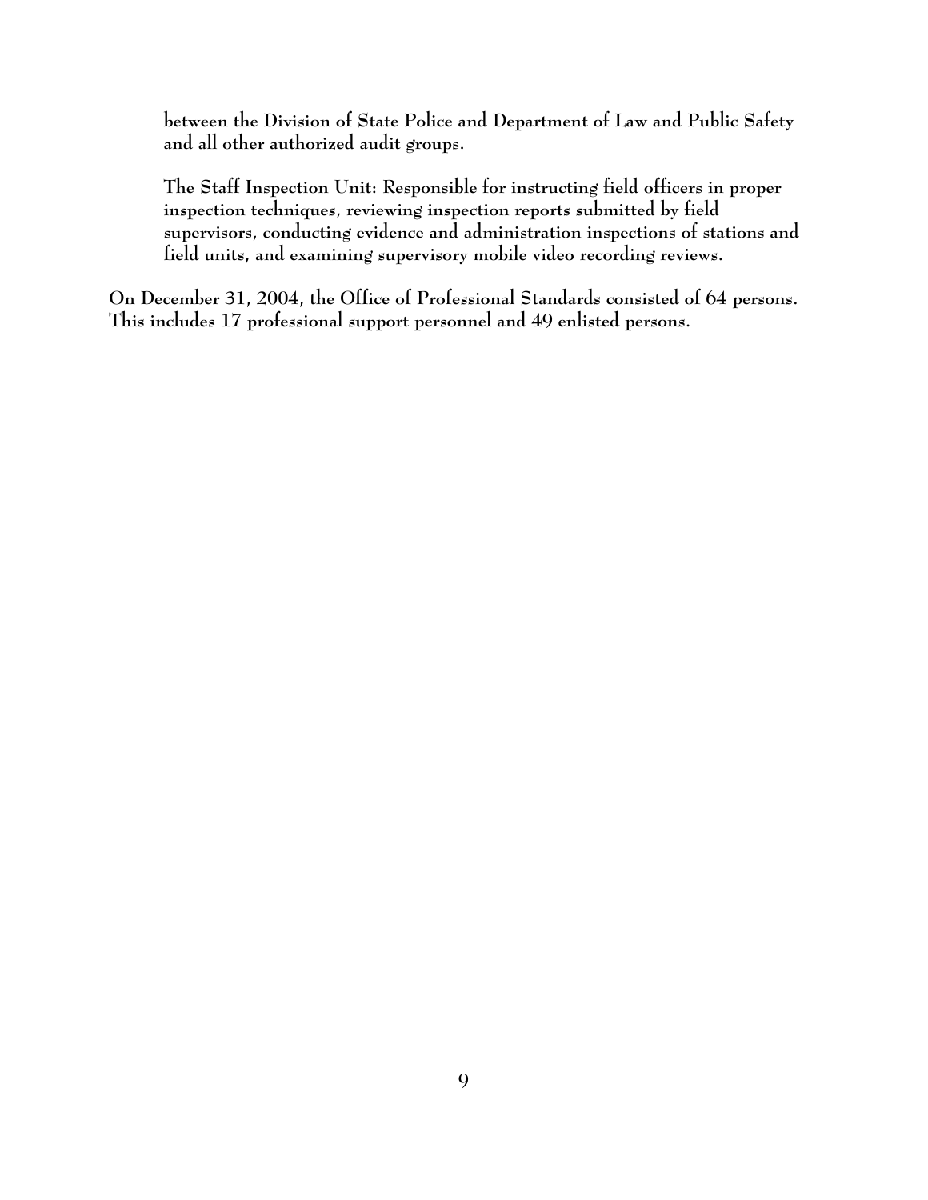between the Division of State Police and Department of Law and Public Safety and all other authorized audit groups.

The Staff Inspection Unit: Responsible for instructing field officers in proper inspection techniques, reviewing inspection reports submitted by field supervisors, conducting evidence and administration inspections of stations and field units, and examining supervisory mobile video recording reviews.

On December 31, 2004, the Office of Professional Standards consisted of 64 persons. This includes 17 professional support personnel and 49 enlisted persons.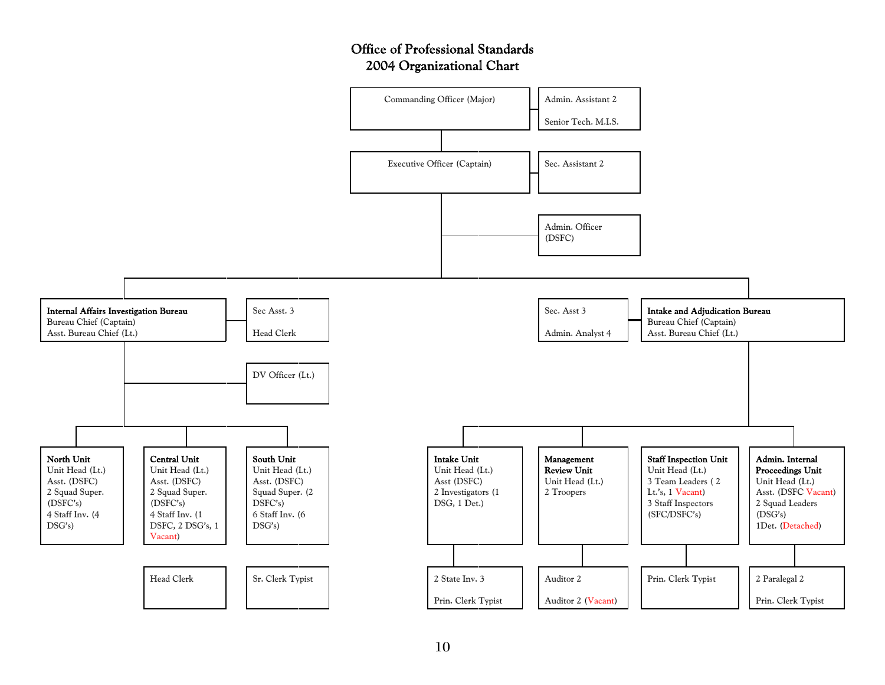# Office of Professional Standards
## 2004 Organizational Chart

- **Commanding Officer (Major)**
  - Admin. Assistant 2
  - Senior Tech. M.I.S.
  - **Executive Officer (Captain)**
    - Sec. Assistant 2
    - Admin. Officer (DSFC)
    - **Internal Affairs Investigation Bureau**
      - Bureau Chief (Captain)
      - Asst. Bureau Chief (Lt.)
      - Sec Asst. 3
      - Head Clerk
      - DV Officer (Lt.)
      - **North Unit**
        - Unit Head (Lt.)
        - Asst. (DSFC)
        - 2 Squad Super. (DSFC's)
        - 4 Staff Inv. (4 DSG's)
      - **Central Unit**
        - Unit Head (Lt.)
        - Asst. (DSFC)
        - 2 Squad Super. (DSFC's)
        - 4 Staff Inv. (1 DSFC, 2 DSG's, 1 Vacant)
        - Head Clerk
      - **South Unit**
        - Unit Head (Lt.)
        - Asst. (DSFC)
        - Squad Super. (2 DSFC's)
        - 6 Staff Inv. (6 DSG's)
        - Sr. Clerk Typist
    - **Intake and Adjudication Bureau**
      - Bureau Chief (Captain)
      - Asst. Bureau Chief (Lt.)
      - Sec. Asst 3
      - Admin. Analyst 4
      - **Intake Unit**
        - Unit Head (Lt.)
        - Asst (DSFC)
        - 2 Investigators (1 DSG, 1 Det.)
        - 2 State Inv. 3
        - Prin. Clerk Typist
      - **Management Review Unit**
        - Unit Head (Lt.)
        - 2 Troopers
        - Auditor 2
        - Auditor 2 (Vacant)
      - **Staff Inspection Unit**
        - Unit Head (Lt.)
        - 3 Team Leaders ( 2 Lt.'s, 1 Vacant)
        - 3 Staff Inspectors (SFC/DSFC's)
        - Prin. Clerk Typist
      - **Admin. Internal Proceedings Unit**
        - Unit Head (Lt.)
        - Asst. (DSFC Vacant)
        - 2 Squad Leaders (DSG's)
        - 1Det. (Detached)
        - 2 Paralegal 2
        - Prin. Clerk Typist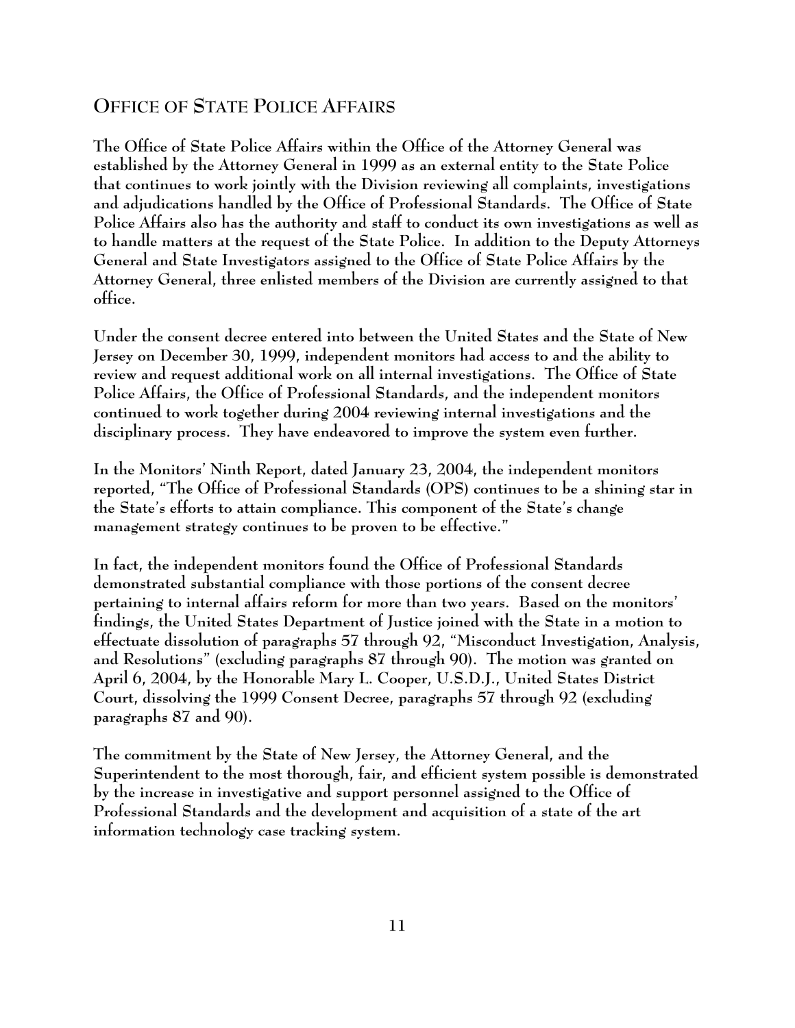## Office of State Police Affairs

The Office of State Police Affairs within the Office of the Attorney General was established by the Attorney General in 1999 as an external entity to the State Police that continues to work jointly with the Division reviewing all complaints, investigations and adjudications handled by the Office of Professional Standards. The Office of State Police Affairs also has the authority and staff to conduct its own investigations as well as to handle matters at the request of the State Police. In addition to the Deputy Attorneys General and State Investigators assigned to the Office of State Police Affairs by the Attorney General, three enlisted members of the Division are currently assigned to that office.

Under the consent decree entered into between the United States and the State of New Jersey on December 30, 1999, independent monitors had access to and the ability to review and request additional work on all internal investigations. The Office of State Police Affairs, the Office of Professional Standards, and the independent monitors continued to work together during 2004 reviewing internal investigations and the disciplinary process. They have endeavored to improve the system even further.

In the Monitors' Ninth Report, dated January 23, 2004, the independent monitors reported, "The Office of Professional Standards (OPS) continues to be a shining star in the State's efforts to attain compliance. This component of the State's change management strategy continues to be proven to be effective."

In fact, the independent monitors found the Office of Professional Standards demonstrated substantial compliance with those portions of the consent decree pertaining to internal affairs reform for more than two years. Based on the monitors' findings, the United States Department of Justice joined with the State in a motion to effectuate dissolution of paragraphs 57 through 92, "Misconduct Investigation, Analysis, and Resolutions" (excluding paragraphs 87 through 90). The motion was granted on April 6, 2004, by the Honorable Mary L. Cooper, U.S.D.J., United States District Court, dissolving the 1999 Consent Decree, paragraphs 57 through 92 (excluding paragraphs 87 and 90).

The commitment by the State of New Jersey, the Attorney General, and the Superintendent to the most thorough, fair, and efficient system possible is demonstrated by the increase in investigative and support personnel assigned to the Office of Professional Standards and the development and acquisition of a state of the art information technology case tracking system.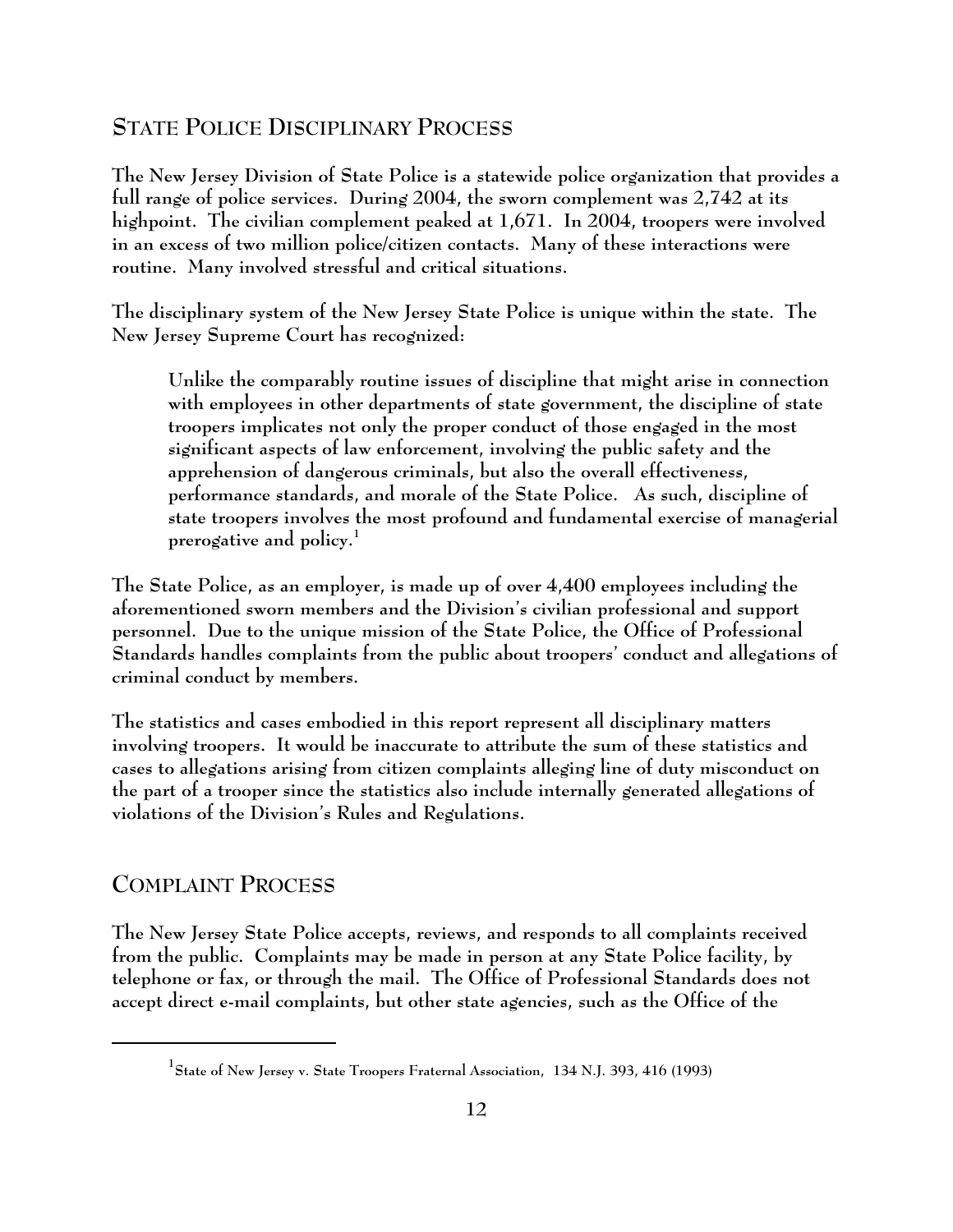## STATE POLICE DISCIPLINARY PROCESS

The New Jersey Division of State Police is a statewide police organization that provides a full range of police services. During 2004, the sworn complement was 2,742 at its highpoint. The civilian complement peaked at 1,671. In 2004, troopers were involved in an excess of two million police/citizen contacts. Many of these interactions were routine. Many involved stressful and critical situations.

The disciplinary system of the New Jersey State Police is unique within the state. The New Jersey Supreme Court has recognized:

> Unlike the comparably routine issues of discipline that might arise in connection with employees in other departments of state government, the discipline of state troopers implicates not only the proper conduct of those engaged in the most significant aspects of law enforcement, involving the public safety and the apprehension of dangerous criminals, but also the overall effectiveness, performance standards, and morale of the State Police. As such, discipline of state troopers involves the most profound and fundamental exercise of managerial prerogative and policy.[1]

The State Police, as an employer, is made up of over 4,400 employees including the aforementioned sworn members and the Division's civilian professional and support personnel. Due to the unique mission of the State Police, the Office of Professional Standards handles complaints from the public about troopers' conduct and allegations of criminal conduct by members.

The statistics and cases embodied in this report represent all disciplinary matters involving troopers. It would be inaccurate to attribute the sum of these statistics and cases to allegations arising from citizen complaints alleging line of duty misconduct on the part of a trooper since the statistics also include internally generated allegations of violations of the Division's Rules and Regulations.

## COMPLAINT PROCESS

The New Jersey State Police accepts, reviews, and responds to all complaints received from the public. Complaints may be made in person at any State Police facility, by telephone or fax, or through the mail. The Office of Professional Standards does not accept direct e-mail complaints, but other state agencies, such as the Office of the

---

[1] State of New Jersey v. State Troopers Fraternal Association, 134 N.J. 393, 416 (1993)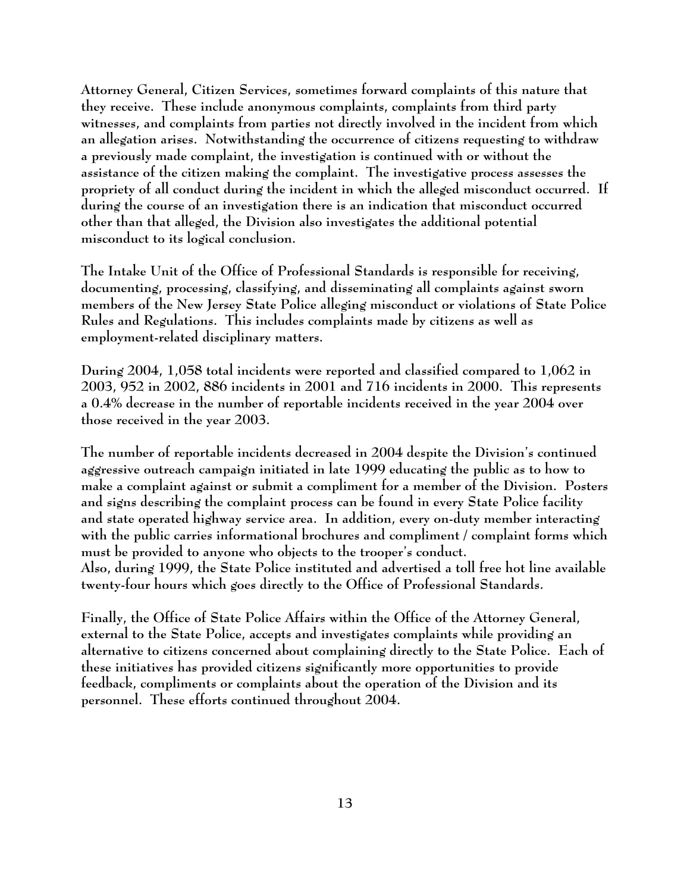Attorney General, Citizen Services, sometimes forward complaints of this nature that they receive. These include anonymous complaints, complaints from third party witnesses, and complaints from parties not directly involved in the incident from which an allegation arises. Notwithstanding the occurrence of citizens requesting to withdraw a previously made complaint, the investigation is continued with or without the assistance of the citizen making the complaint. The investigative process assesses the propriety of all conduct during the incident in which the alleged misconduct occurred. If during the course of an investigation there is an indication that misconduct occurred other than that alleged, the Division also investigates the additional potential misconduct to its logical conclusion.

The Intake Unit of the Office of Professional Standards is responsible for receiving, documenting, processing, classifying, and disseminating all complaints against sworn members of the New Jersey State Police alleging misconduct or violations of State Police Rules and Regulations. This includes complaints made by citizens as well as employment-related disciplinary matters.

During 2004, 1,058 total incidents were reported and classified compared to 1,062 in 2003, 952 in 2002, 886 incidents in 2001 and 716 incidents in 2000. This represents a 0.4% decrease in the number of reportable incidents received in the year 2004 over those received in the year 2003.

The number of reportable incidents decreased in 2004 despite the Division's continued aggressive outreach campaign initiated in late 1999 educating the public as to how to make a complaint against or submit a compliment for a member of the Division. Posters and signs describing the complaint process can be found in every State Police facility and state operated highway service area. In addition, every on-duty member interacting with the public carries informational brochures and compliment / complaint forms which must be provided to anyone who objects to the trooper's conduct.
Also, during 1999, the State Police instituted and advertised a toll free hot line available twenty-four hours which goes directly to the Office of Professional Standards.

Finally, the Office of State Police Affairs within the Office of the Attorney General, external to the State Police, accepts and investigates complaints while providing an alternative to citizens concerned about complaining directly to the State Police. Each of these initiatives has provided citizens significantly more opportunities to provide feedback, compliments or complaints about the operation of the Division and its personnel. These efforts continued throughout 2004.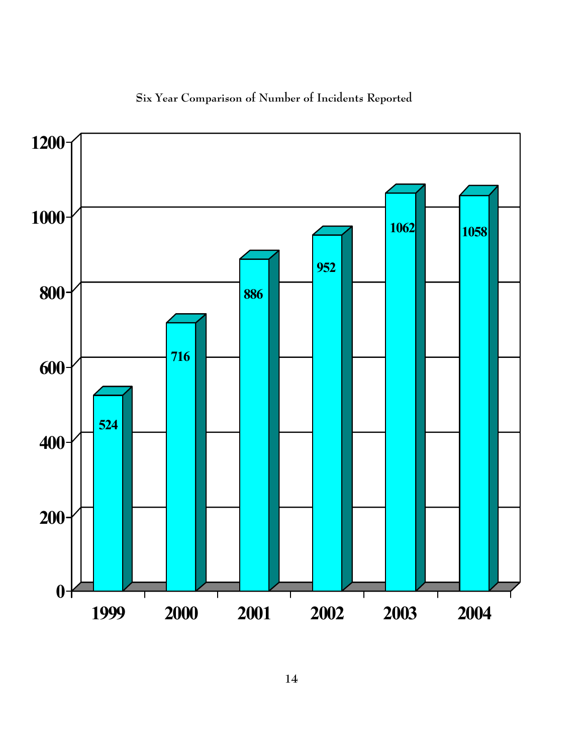Six Year Comparison of Number of Incidents Reported

| Year | Number of Incidents |
|---|---|
| 1999 | 524 |
| 2000 | 716 |
| 2001 | 886 |
| 2002 | 952 |
| 2003 | 1062 |
| 2004 | 1058 |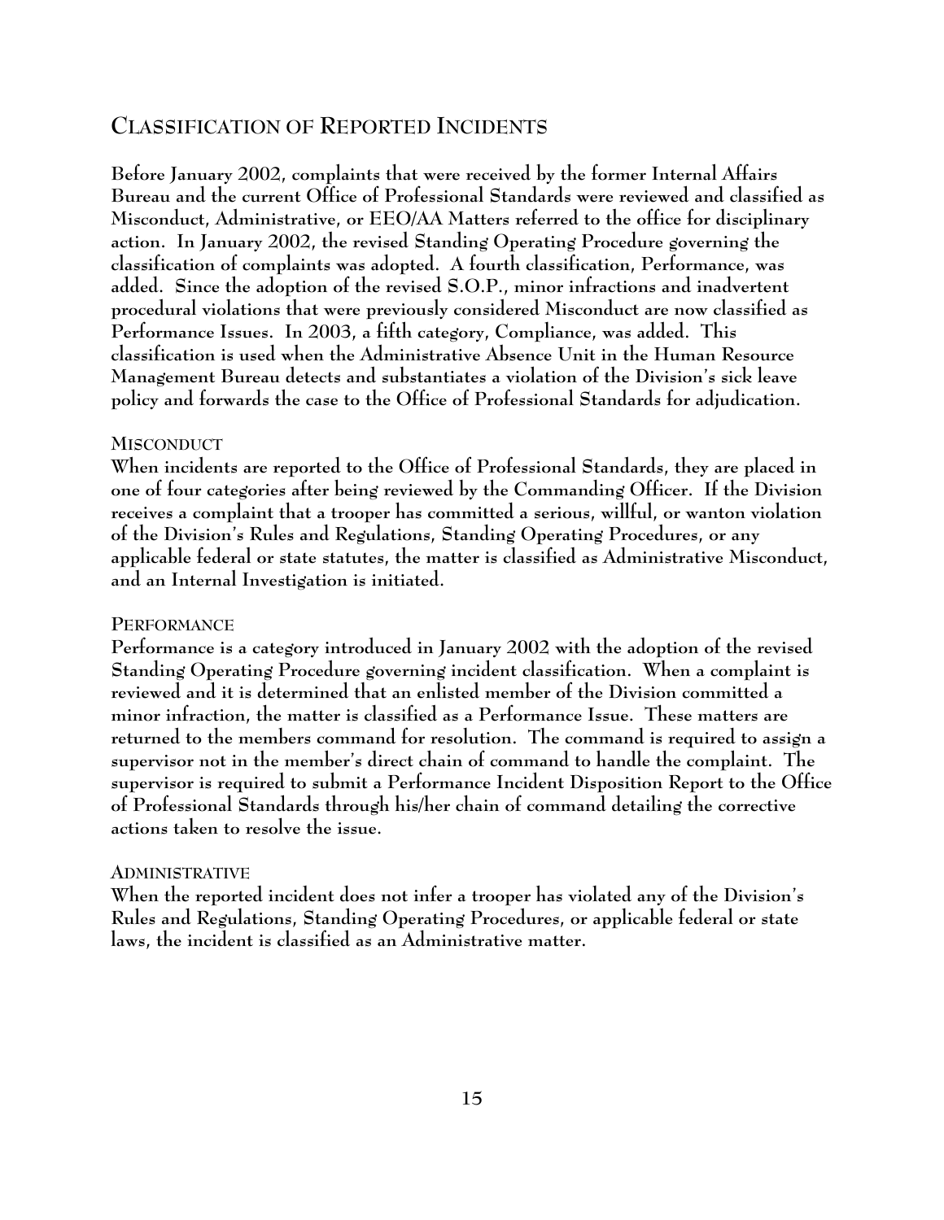## Classification of Reported Incidents

Before January 2002, complaints that were received by the former Internal Affairs Bureau and the current Office of Professional Standards were reviewed and classified as Misconduct, Administrative, or EEO/AA Matters referred to the office for disciplinary action. In January 2002, the revised Standing Operating Procedure governing the classification of complaints was adopted. A fourth classification, Performance, was added. Since the adoption of the revised S.O.P., minor infractions and inadvertent procedural violations that were previously considered Misconduct are now classified as Performance Issues. In 2003, a fifth category, Compliance, was added. This classification is used when the Administrative Absence Unit in the Human Resource Management Bureau detects and substantiates a violation of the Division's sick leave policy and forwards the case to the Office of Professional Standards for adjudication.

### Misconduct

When incidents are reported to the Office of Professional Standards, they are placed in one of four categories after being reviewed by the Commanding Officer. If the Division receives a complaint that a trooper has committed a serious, willful, or wanton violation of the Division's Rules and Regulations, Standing Operating Procedures, or any applicable federal or state statutes, the matter is classified as Administrative Misconduct, and an Internal Investigation is initiated.

### Performance

Performance is a category introduced in January 2002 with the adoption of the revised Standing Operating Procedure governing incident classification. When a complaint is reviewed and it is determined that an enlisted member of the Division committed a minor infraction, the matter is classified as a Performance Issue. These matters are returned to the members command for resolution. The command is required to assign a supervisor not in the member's direct chain of command to handle the complaint. The supervisor is required to submit a Performance Incident Disposition Report to the Office of Professional Standards through his/her chain of command detailing the corrective actions taken to resolve the issue.

### Administrative

When the reported incident does not infer a trooper has violated any of the Division's Rules and Regulations, Standing Operating Procedures, or applicable federal or state laws, the incident is classified as an Administrative matter.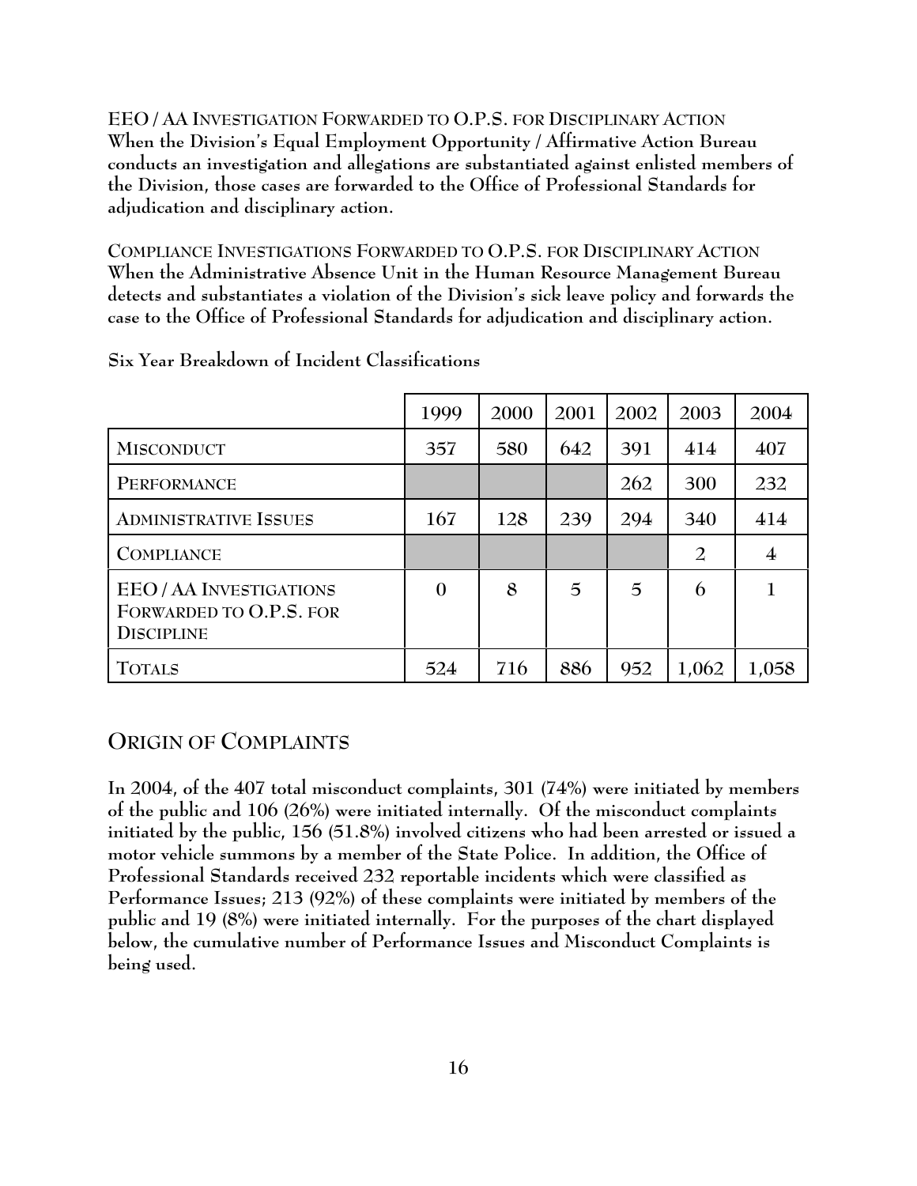**EEO / AA INVESTIGATION FORWARDED TO O.P.S. FOR DISCIPLINARY ACTION**
**When the Division's Equal Employment Opportunity / Affirmative Action Bureau conducts an investigation and allegations are substantiated against enlisted members of the Division, those cases are forwarded to the Office of Professional Standards for adjudication and disciplinary action.**

**COMPLIANCE INVESTIGATIONS FORWARDED TO O.P.S. FOR DISCIPLINARY ACTION**
**When the Administrative Absence Unit in the Human Resource Management Bureau detects and substantiates a violation of the Division's sick leave policy and forwards the case to the Office of Professional Standards for adjudication and disciplinary action.**

**Six Year Breakdown of Incident Classifications**

| | 1999 | 2000 | 2001 | 2002 | 2003 | 2004 |
|---|---|---|---|---|---|---|
| MISCONDUCT | 357 | 580 | 642 | 391 | 414 | 407 |
| PERFORMANCE | | | | 262 | 300 | 232 |
| ADMINISTRATIVE ISSUES | 167 | 128 | 239 | 294 | 340 | 414 |
| COMPLIANCE | | | | | 2 | 4 |
| EEO / AA INVESTIGATIONS FORWARDED TO O.P.S. FOR DISCIPLINE | 0 | 8 | 5 | 5 | 6 | 1 |
| TOTALS | 524 | 716 | 886 | 952 | 1,062 | 1,058 |

## ORIGIN OF COMPLAINTS

**In 2004, of the 407 total misconduct complaints, 301 (74%) were initiated by members of the public and 106 (26%) were initiated internally. Of the misconduct complaints initiated by the public, 156 (51.8%) involved citizens who had been arrested or issued a motor vehicle summons by a member of the State Police. In addition, the Office of Professional Standards received 232 reportable incidents which were classified as Performance Issues; 213 (92%) of these complaints were initiated by members of the public and 19 (8%) were initiated internally. For the purposes of the chart displayed below, the cumulative number of Performance Issues and Misconduct Complaints is being used.**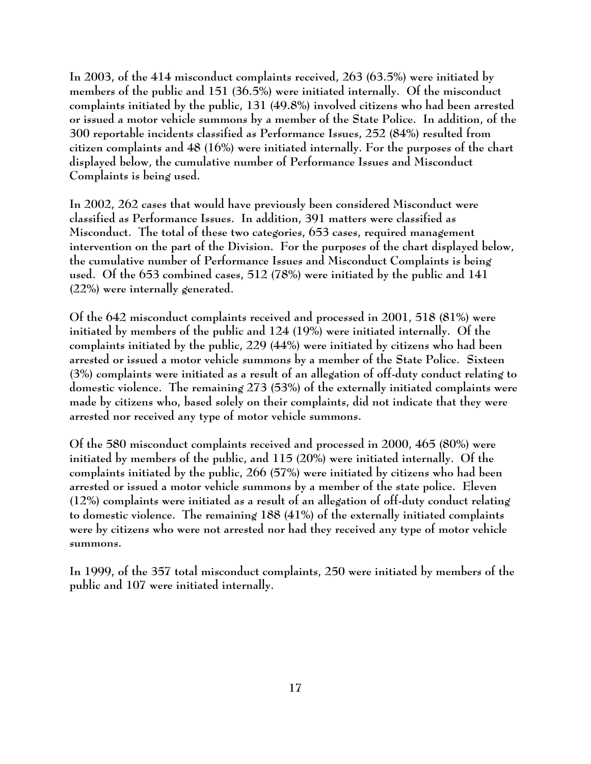In 2003, of the 414 misconduct complaints received, 263 (63.5%) were initiated by members of the public and 151 (36.5%) were initiated internally. Of the misconduct complaints initiated by the public, 131 (49.8%) involved citizens who had been arrested or issued a motor vehicle summons by a member of the State Police. In addition, of the 300 reportable incidents classified as Performance Issues, 252 (84%) resulted from citizen complaints and 48 (16%) were initiated internally. For the purposes of the chart displayed below, the cumulative number of Performance Issues and Misconduct Complaints is being used.

In 2002, 262 cases that would have previously been considered Misconduct were classified as Performance Issues. In addition, 391 matters were classified as Misconduct. The total of these two categories, 653 cases, required management intervention on the part of the Division. For the purposes of the chart displayed below, the cumulative number of Performance Issues and Misconduct Complaints is being used. Of the 653 combined cases, 512 (78%) were initiated by the public and 141 (22%) were internally generated.

Of the 642 misconduct complaints received and processed in 2001, 518 (81%) were initiated by members of the public and 124 (19%) were initiated internally. Of the complaints initiated by the public, 229 (44%) were initiated by citizens who had been arrested or issued a motor vehicle summons by a member of the State Police. Sixteen (3%) complaints were initiated as a result of an allegation of off-duty conduct relating to domestic violence. The remaining 273 (53%) of the externally initiated complaints were made by citizens who, based solely on their complaints, did not indicate that they were arrested nor received any type of motor vehicle summons.

Of the 580 misconduct complaints received and processed in 2000, 465 (80%) were initiated by members of the public, and 115 (20%) were initiated internally. Of the complaints initiated by the public, 266 (57%) were initiated by citizens who had been arrested or issued a motor vehicle summons by a member of the state police. Eleven (12%) complaints were initiated as a result of an allegation of off-duty conduct relating to domestic violence. The remaining 188 (41%) of the externally initiated complaints were by citizens who were not arrested nor had they received any type of motor vehicle summons.

In 1999, of the 357 total misconduct complaints, 250 were initiated by members of the public and 107 were initiated internally.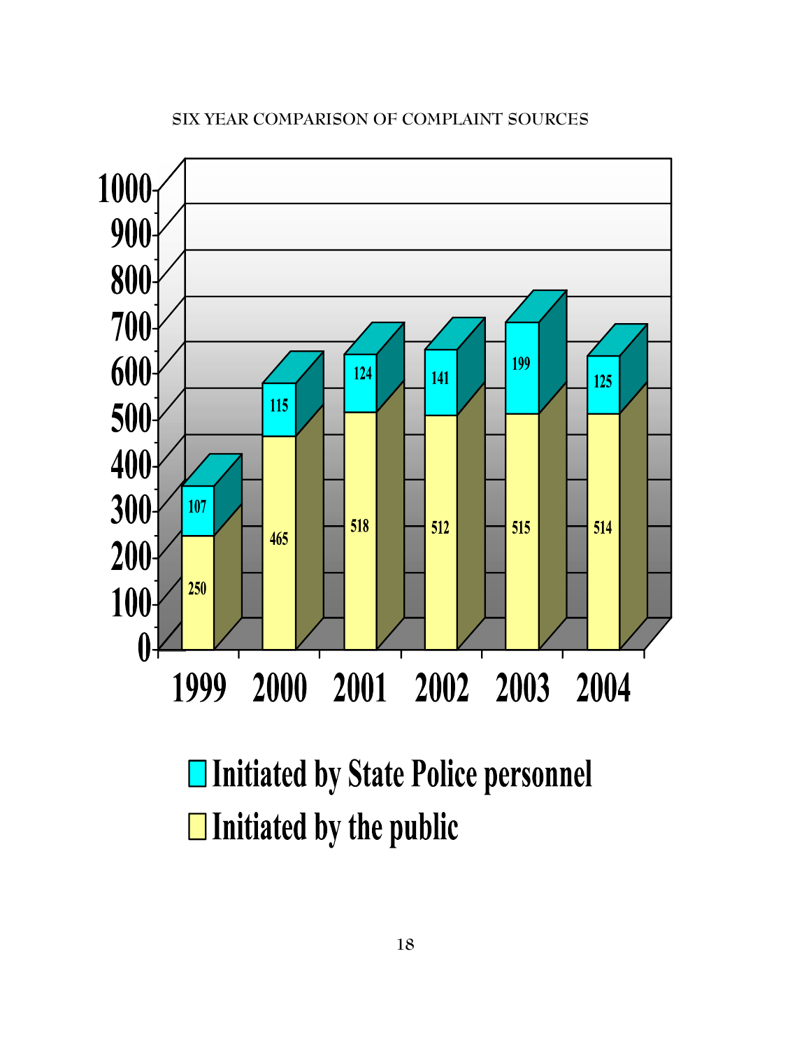SIX YEAR COMPARISON OF COMPLAINT SOURCES

| Year | Initiated by the public | Initiated by State Police personnel |
|---|---|---|
| 1999 | 250 | 107 |
| 2000 | 465 | 115 |
| 2001 | 518 | 124 |
| 2002 | 512 | 141 |
| 2003 | 515 | 199 |
| 2004 | 514 | 125 |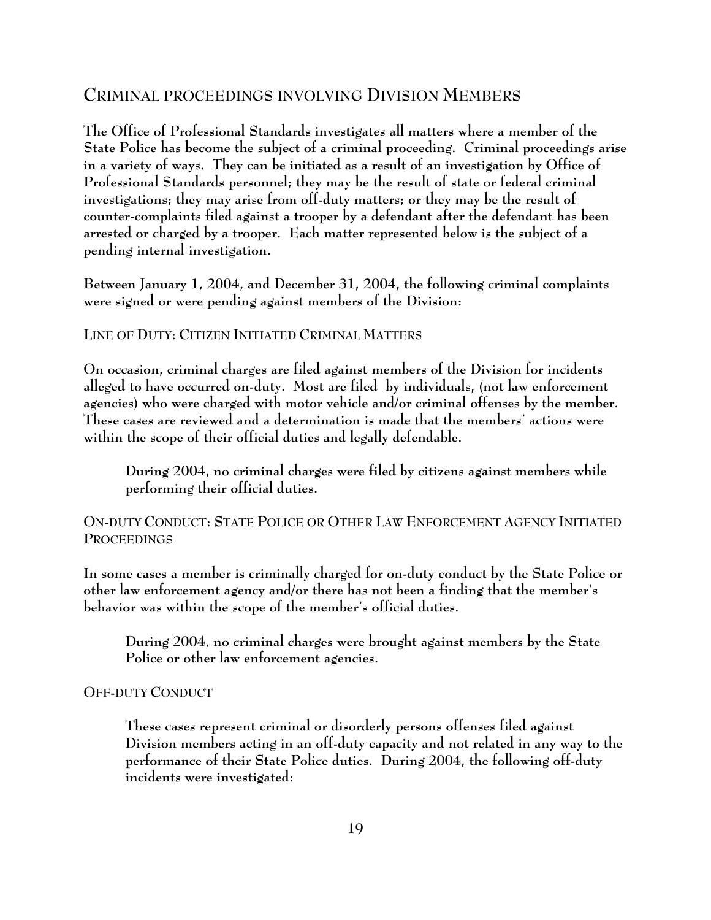## Criminal Proceedings Involving Division Members

**The Office of Professional Standards investigates all matters where a member of the State Police has become the subject of a criminal proceeding. Criminal proceedings arise in a variety of ways. They can be initiated as a result of an investigation by Office of Professional Standards personnel; they may be the result of state or federal criminal investigations; they may arise from off-duty matters; or they may be the result of counter-complaints filed against a trooper by a defendant after the defendant has been arrested or charged by a trooper. Each matter represented below is the subject of a pending internal investigation.**

**Between January 1, 2004, and December 31, 2004, the following criminal complaints were signed or were pending against members of the Division:**

### Line of Duty: Citizen Initiated Criminal Matters

**On occasion, criminal charges are filed against members of the Division for incidents alleged to have occurred on-duty. Most are filed by individuals, (not law enforcement agencies) who were charged with motor vehicle and/or criminal offenses by the member. These cases are reviewed and a determination is made that the members' actions were within the scope of their official duties and legally defendable.**

> **During 2004, no criminal charges were filed by citizens against members while performing their official duties.**

### On-Duty Conduct: State Police or Other Law Enforcement Agency Initiated Proceedings

**In some cases a member is criminally charged for on-duty conduct by the State Police or other law enforcement agency and/or there has not been a finding that the member's behavior was within the scope of the member's official duties.**

> **During 2004, no criminal charges were brought against members by the State Police or other law enforcement agencies.**

### Off-Duty Conduct

> **These cases represent criminal or disorderly persons offenses filed against Division members acting in an off-duty capacity and not related in any way to the performance of their State Police duties. During 2004, the following off-duty incidents were investigated:**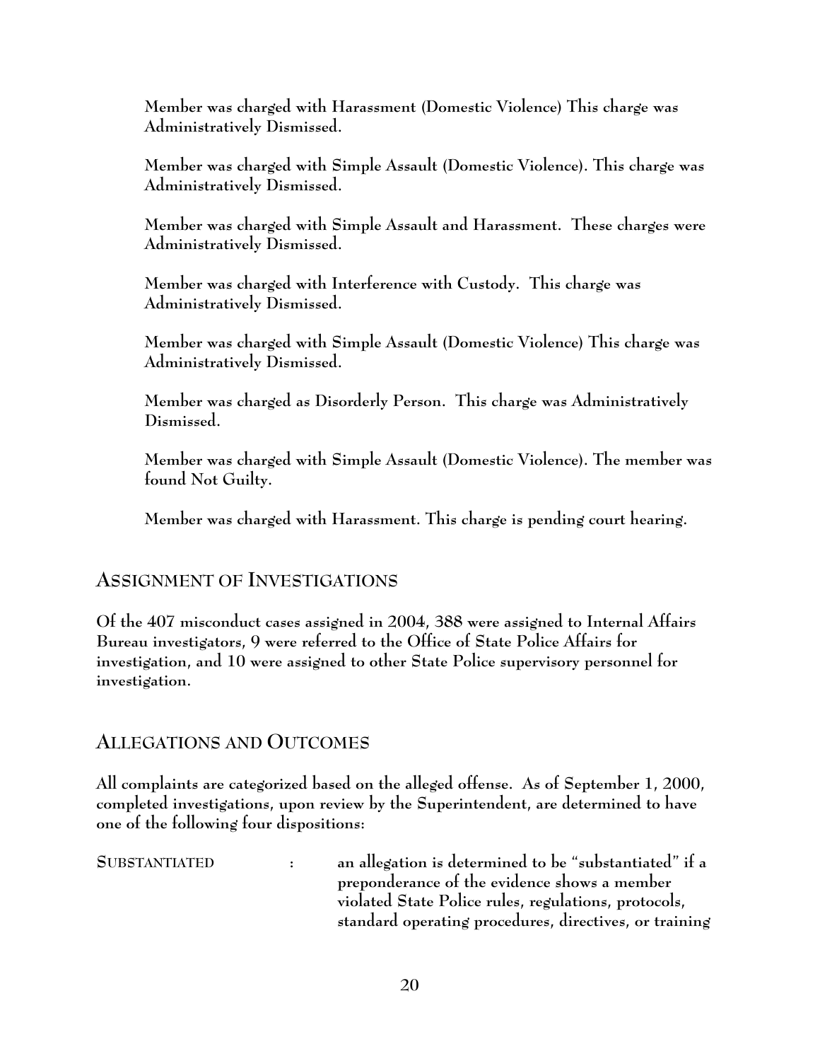Member was charged with Harassment (Domestic Violence) This charge was Administratively Dismissed.

Member was charged with Simple Assault (Domestic Violence). This charge was Administratively Dismissed.

Member was charged with Simple Assault and Harassment. These charges were Administratively Dismissed.

Member was charged with Interference with Custody. This charge was Administratively Dismissed.

Member was charged with Simple Assault (Domestic Violence) This charge was Administratively Dismissed.

Member was charged as Disorderly Person. This charge was Administratively Dismissed.

Member was charged with Simple Assault (Domestic Violence). The member was found Not Guilty.

Member was charged with Harassment. This charge is pending court hearing.

## ASSIGNMENT OF INVESTIGATIONS

Of the 407 misconduct cases assigned in 2004, 388 were assigned to Internal Affairs Bureau investigators, 9 were referred to the Office of State Police Affairs for investigation, and 10 were assigned to other State Police supervisory personnel for investigation.

## ALLEGATIONS AND OUTCOMES

All complaints are categorized based on the alleged offense. As of September 1, 2000, completed investigations, upon review by the Superintendent, are determined to have one of the following four dispositions:

SUBSTANTIATED : an allegation is determined to be "substantiated" if a preponderance of the evidence shows a member violated State Police rules, regulations, protocols, standard operating procedures, directives, or training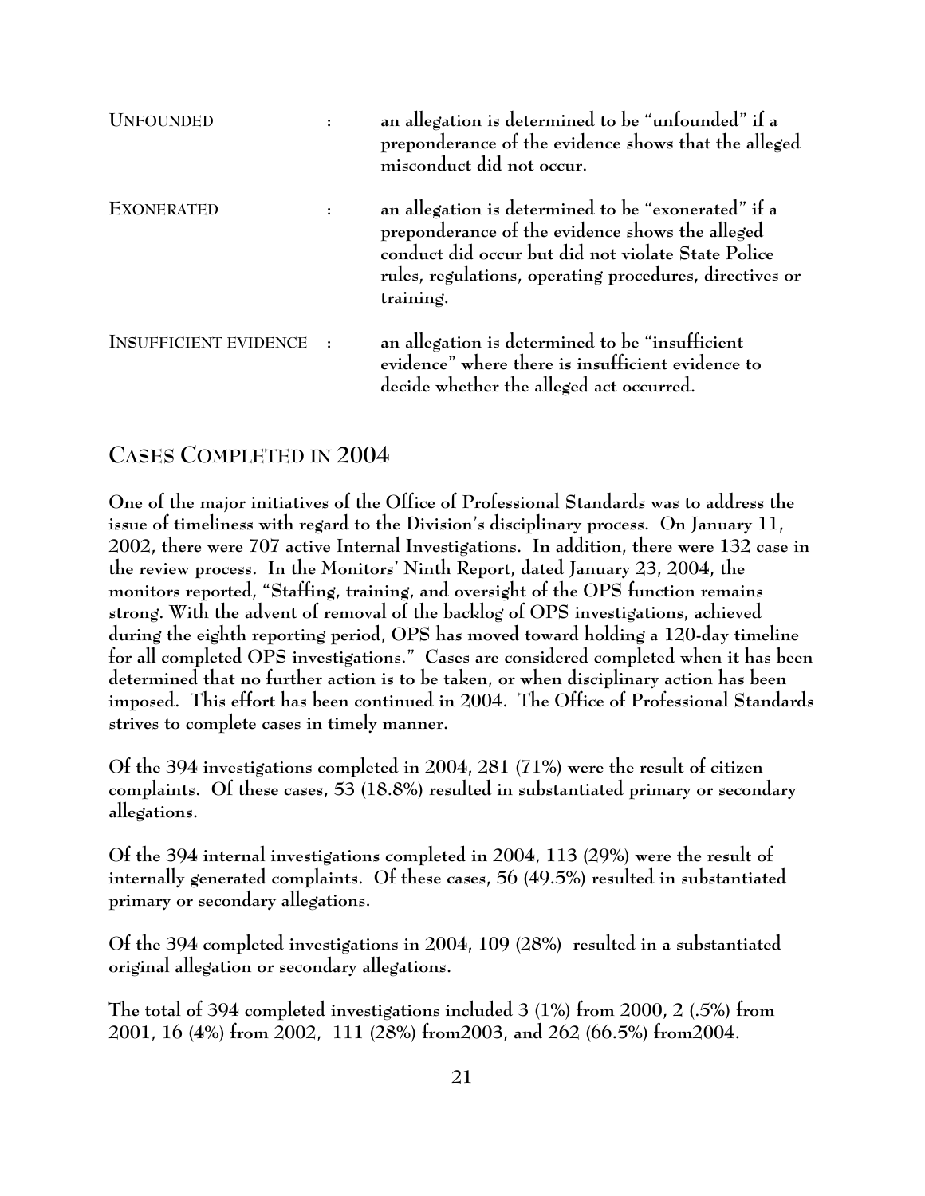UNFOUNDED : an allegation is determined to be "unfounded" if a preponderance of the evidence shows that the alleged misconduct did not occur.

EXONERATED : an allegation is determined to be "exonerated" if a preponderance of the evidence shows the alleged conduct did occur but did not violate State Police rules, regulations, operating procedures, directives or training.

INSUFFICIENT EVIDENCE : an allegation is determined to be "insufficient evidence" where there is insufficient evidence to decide whether the alleged act occurred.

## CASES COMPLETED IN 2004

One of the major initiatives of the Office of Professional Standards was to address the issue of timeliness with regard to the Division's disciplinary process. On January 11, 2002, there were 707 active Internal Investigations. In addition, there were 132 case in the review process. In the Monitors' Ninth Report, dated January 23, 2004, the monitors reported, "Staffing, training, and oversight of the OPS function remains strong. With the advent of removal of the backlog of OPS investigations, achieved during the eighth reporting period, OPS has moved toward holding a 120-day timeline for all completed OPS investigations." Cases are considered completed when it has been determined that no further action is to be taken, or when disciplinary action has been imposed. This effort has been continued in 2004. The Office of Professional Standards strives to complete cases in timely manner.

Of the 394 investigations completed in 2004, 281 (71%) were the result of citizen complaints. Of these cases, 53 (18.8%) resulted in substantiated primary or secondary allegations.

Of the 394 internal investigations completed in 2004, 113 (29%) were the result of internally generated complaints. Of these cases, 56 (49.5%) resulted in substantiated primary or secondary allegations.

Of the 394 completed investigations in 2004, 109 (28%) resulted in a substantiated original allegation or secondary allegations.

The total of 394 completed investigations included 3 (1%) from 2000, 2 (.5%) from 2001, 16 (4%) from 2002, 111 (28%) from2003, and 262 (66.5%) from2004.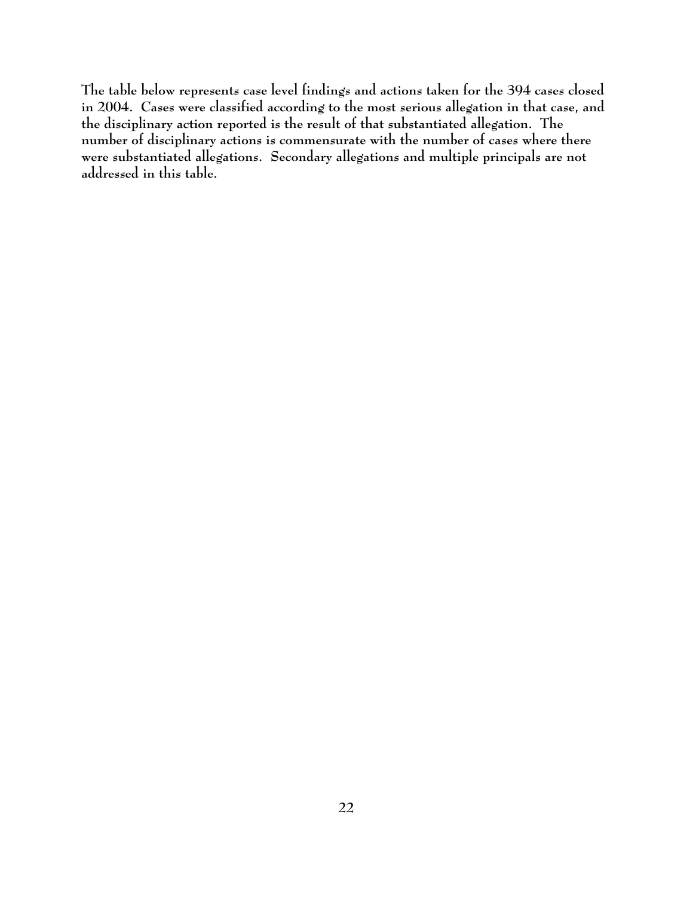**The table below represents case level findings and actions taken for the 394 cases closed in 2004. Cases were classified according to the most serious allegation in that case, and the disciplinary action reported is the result of that substantiated allegation. The number of disciplinary actions is commensurate with the number of cases where there were substantiated allegations. Secondary allegations and multiple principals are not addressed in this table.**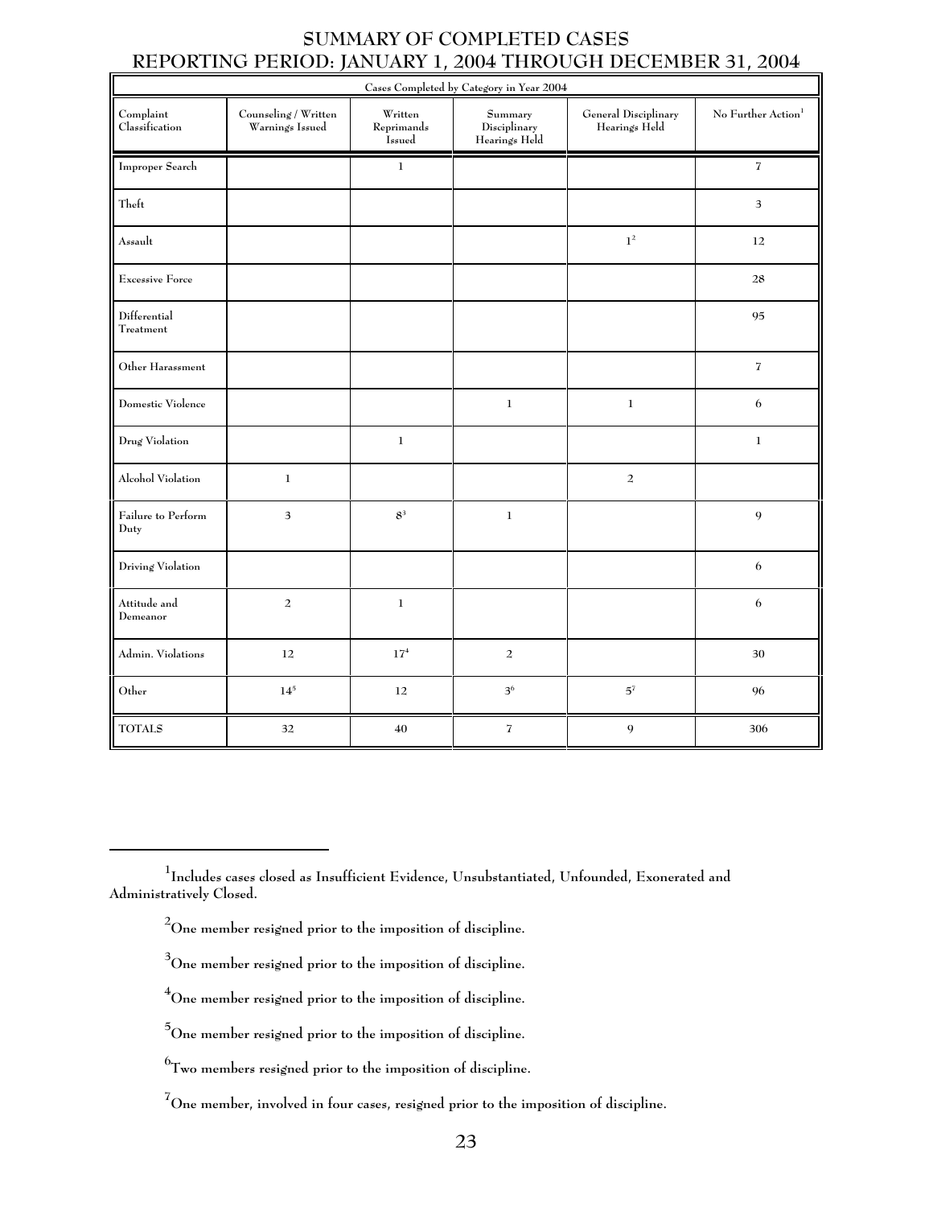# SUMMARY OF COMPLETED CASES
# REPORTING PERIOD: JANUARY 1, 2004 THROUGH DECEMBER 31, 2004

| Cases Completed by Category in Year 2004 | | | | | |
|---|---|---|---|---|---|
| Complaint Classification | Counseling / Written Warnings Issued | Written Reprimands Issued | Summary Disciplinary Hearings Held | General Disciplinary Hearings Held | No Further Action[1] |
| Improper Search | | 1 | | | 7 |
| Theft | | | | | 3 |
| Assault | | | | 1[2] | 12 |
| Excessive Force | | | | | 28 |
| Differential Treatment | | | | | 95 |
| Other Harassment | | | | | 7 |
| Domestic Violence | | | 1 | 1 | 6 |
| Drug Violation | | 1 | | | 1 |
| Alcohol Violation | 1 | | | 2 | |
| Failure to Perform Duty | 3 | 8[3] | 1 | | 9 |
| Driving Violation | | | | | 6 |
| Attitude and Demeanor | 2 | 1 | | | 6 |
| Admin. Violations | 12 | 17[4] | 2 | | 30 |
| Other | 14[5] | 12 | 3[6] | 5[7] | 96 |
| TOTALS | 32 | 40 | 7 | 9 | 306 |

[1] Includes cases closed as Insufficient Evidence, Unsubstantiated, Unfounded, Exonerated and Administratively Closed.

[2] One member resigned prior to the imposition of discipline.

[3] One member resigned prior to the imposition of discipline.

[4] One member resigned prior to the imposition of discipline.

[5] One member resigned prior to the imposition of discipline.

[6] Two members resigned prior to the imposition of discipline.

[7] One member, involved in four cases, resigned prior to the imposition of discipline.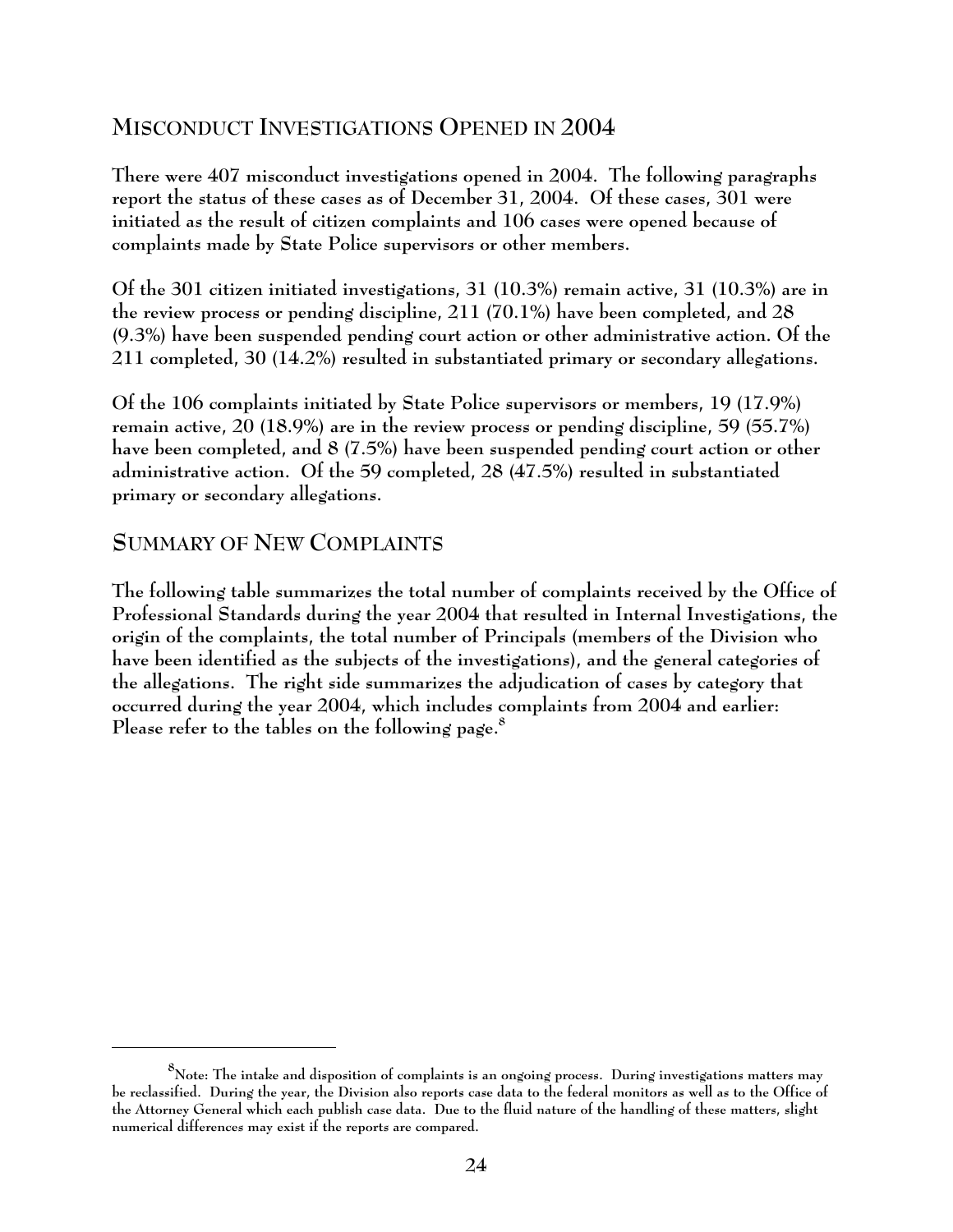## MISCONDUCT INVESTIGATIONS OPENED IN 2004

**There were 407 misconduct investigations opened in 2004. The following paragraphs report the status of these cases as of December 31, 2004. Of these cases, 301 were initiated as the result of citizen complaints and 106 cases were opened because of complaints made by State Police supervisors or other members.**

**Of the 301 citizen initiated investigations, 31 (10.3%) remain active, 31 (10.3%) are in the review process or pending discipline, 211 (70.1%) have been completed, and 28 (9.3%) have been suspended pending court action or other administrative action. Of the 211 completed, 30 (14.2%) resulted in substantiated primary or secondary allegations.**

**Of the 106 complaints initiated by State Police supervisors or members, 19 (17.9%) remain active, 20 (18.9%) are in the review process or pending discipline, 59 (55.7%) have been completed, and 8 (7.5%) have been suspended pending court action or other administrative action. Of the 59 completed, 28 (47.5%) resulted in substantiated primary or secondary allegations.**

## SUMMARY OF NEW COMPLAINTS

**The following table summarizes the total number of complaints received by the Office of Professional Standards during the year 2004 that resulted in Internal Investigations, the origin of the complaints, the total number of Principals (members of the Division who have been identified as the subjects of the investigations), and the general categories of the allegations. The right side summarizes the adjudication of cases by category that occurred during the year 2004, which includes complaints from 2004 and earlier: Please refer to the tables on the following page.[8]**

[8] Note: The intake and disposition of complaints is an ongoing process. During investigations matters may be reclassified. During the year, the Division also reports case data to the federal monitors as well as to the Office of the Attorney General which each publish case data. Due to the fluid nature of the handling of these matters, slight numerical differences may exist if the reports are compared.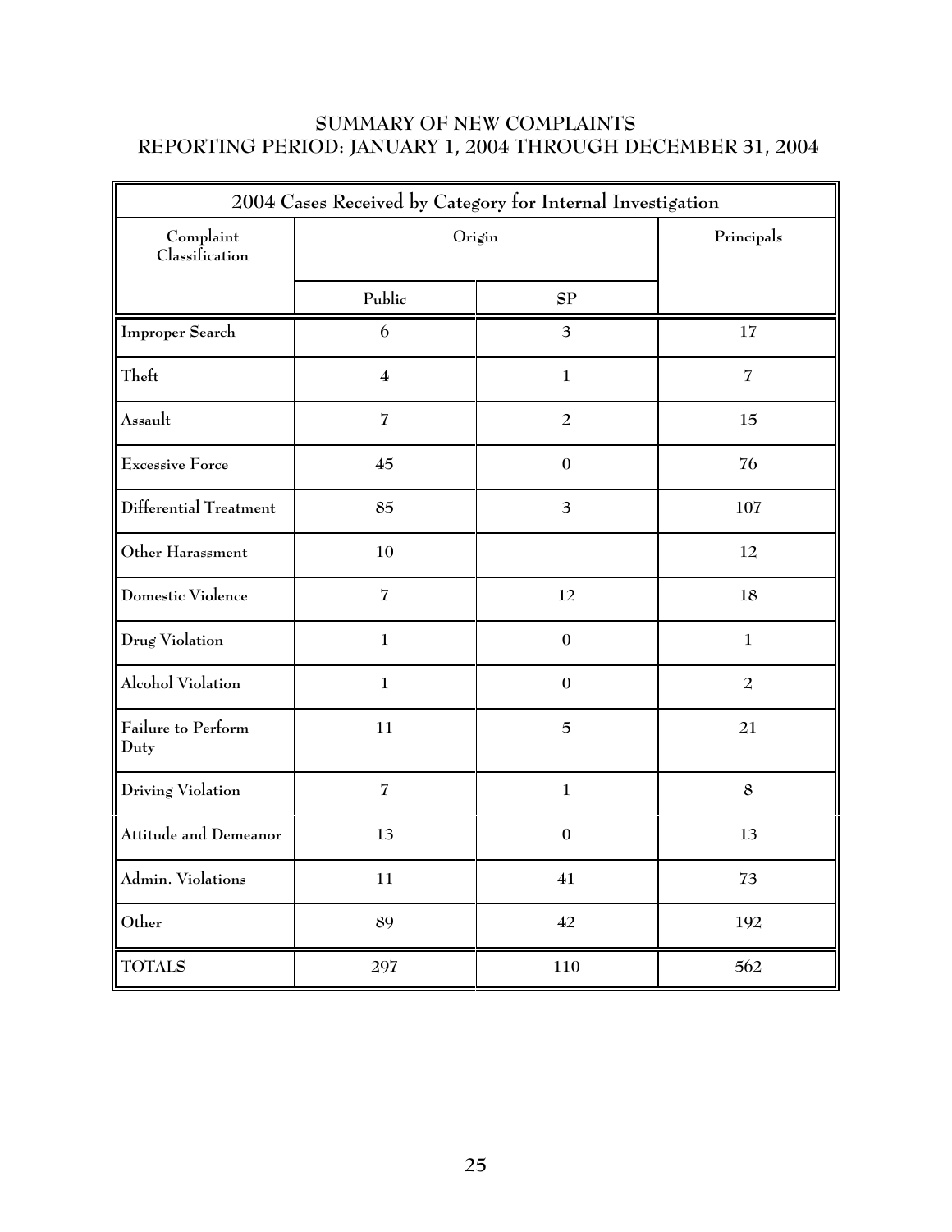## SUMMARY OF NEW COMPLAINTS
## REPORTING PERIOD: JANUARY 1, 2004 THROUGH DECEMBER 31, 2004

| 2004 Cases Received by Category for Internal Investigation | | | |
|---|---|---|---|
| Complaint Classification | Origin | | Principals |
| | Public | SP | |
| Improper Search | 6 | 3 | 17 |
| Theft | 4 | 1 | 7 |
| Assault | 7 | 2 | 15 |
| Excessive Force | 45 | 0 | 76 |
| Differential Treatment | 85 | 3 | 107 |
| Other Harassment | 10 | | 12 |
| Domestic Violence | 7 | 12 | 18 |
| Drug Violation | 1 | 0 | 1 |
| Alcohol Violation | 1 | 0 | 2 |
| Failure to Perform Duty | 11 | 5 | 21 |
| Driving Violation | 7 | 1 | 8 |
| Attitude and Demeanor | 13 | 0 | 13 |
| Admin. Violations | 11 | 41 | 73 |
| Other | 89 | 42 | 192 |
| TOTALS | 297 | 110 | 562 |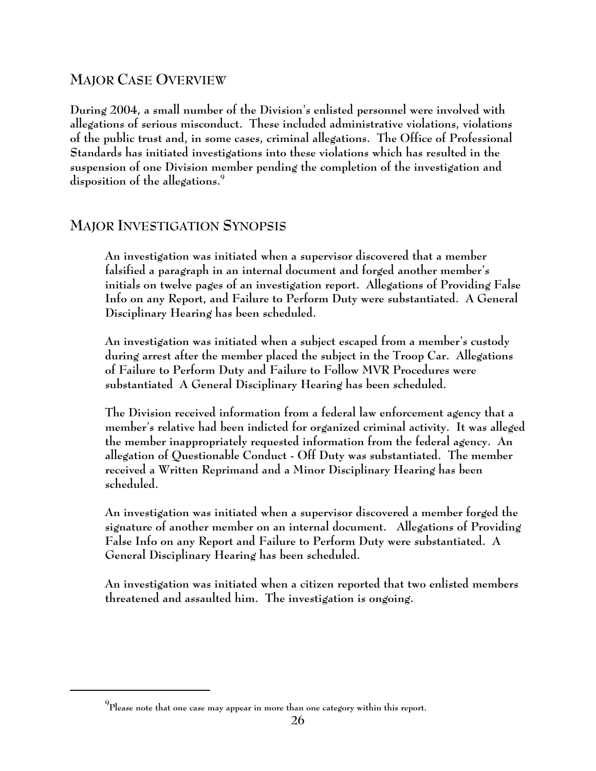## MAJOR CASE OVERVIEW

During 2004, a small number of the Division's enlisted personnel were involved with allegations of serious misconduct. These included administrative violations, violations of the public trust and, in some cases, criminal allegations. The Office of Professional Standards has initiated investigations into these violations which has resulted in the suspension of one Division member pending the completion of the investigation and disposition of the allegations.[9]

## MAJOR INVESTIGATION SYNOPSIS

An investigation was initiated when a supervisor discovered that a member falsified a paragraph in an internal document and forged another member's initials on twelve pages of an investigation report. Allegations of Providing False Info on any Report, and Failure to Perform Duty were substantiated. A General Disciplinary Hearing has been scheduled.

An investigation was initiated when a subject escaped from a member's custody during arrest after the member placed the subject in the Troop Car. Allegations of Failure to Perform Duty and Failure to Follow MVR Procedures were substantiated A General Disciplinary Hearing has been scheduled.

The Division received information from a federal law enforcement agency that a member's relative had been indicted for organized criminal activity. It was alleged the member inappropriately requested information from the federal agency. An allegation of Questionable Conduct - Off Duty was substantiated. The member received a Written Reprimand and a Minor Disciplinary Hearing has been scheduled.

An investigation was initiated when a supervisor discovered a member forged the signature of another member on an internal document. Allegations of Providing False Info on any Report and Failure to Perform Duty were substantiated. A General Disciplinary Hearing has been scheduled.

An investigation was initiated when a citizen reported that two enlisted members threatened and assaulted him. The investigation is ongoing.

[9] Please note that one case may appear in more than one category within this report.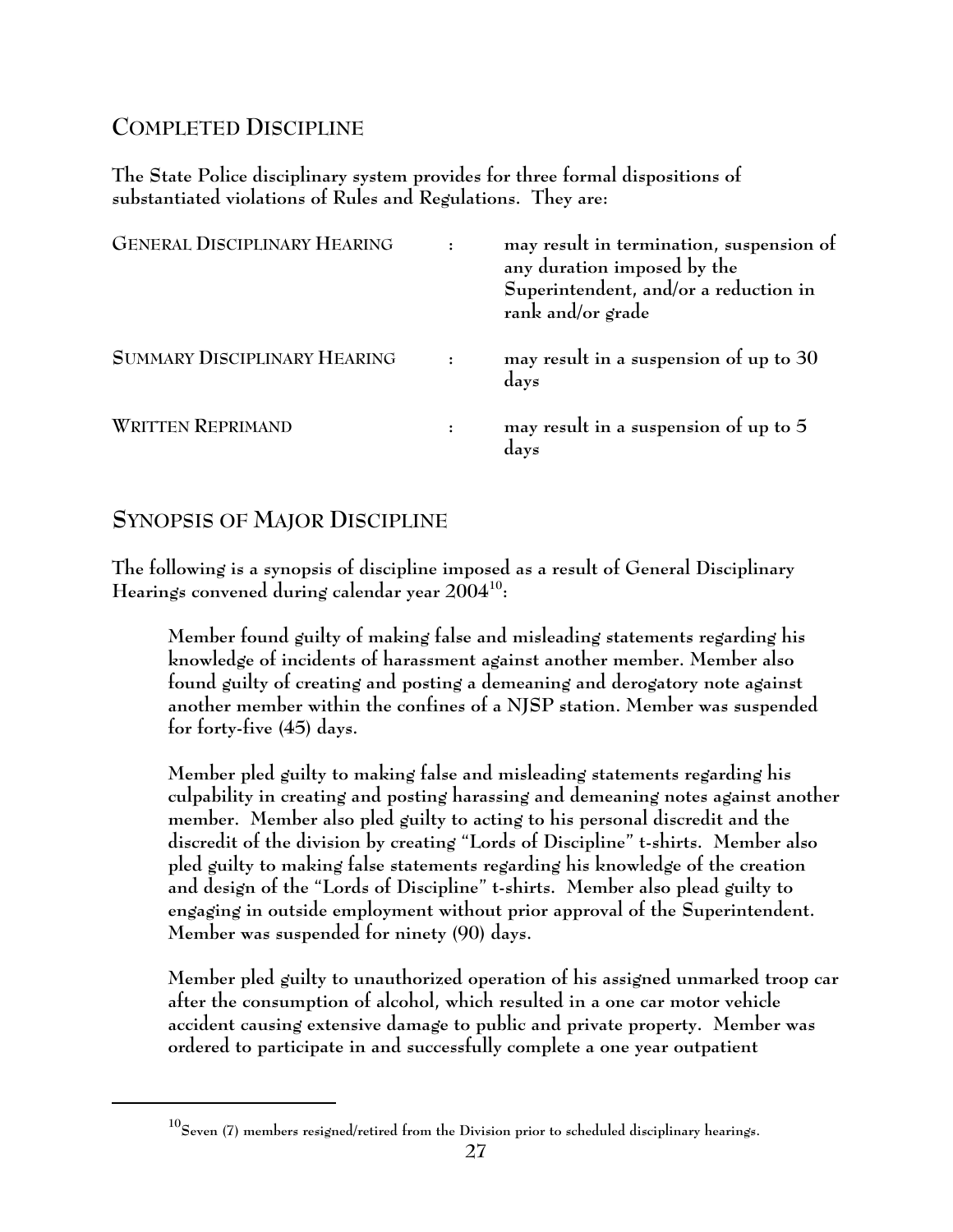## COMPLETED DISCIPLINE

**The State Police disciplinary system provides for three formal dispositions of substantiated violations of Rules and Regulations. They are:**

| | | |
|---|---|---|
| GENERAL DISCIPLINARY HEARING | : | **may result in termination, suspension of any duration imposed by the Superintendent, and/or a reduction in rank and/or grade** |
| SUMMARY DISCIPLINARY HEARING | : | **may result in a suspension of up to 30 days** |
| WRITTEN REPRIMAND | : | **may result in a suspension of up to 5 days** |

## SYNOPSIS OF MAJOR DISCIPLINE

**The following is a synopsis of discipline imposed as a result of General Disciplinary Hearings convened during calendar year 2004[10]:**

> **Member found guilty of making false and misleading statements regarding his knowledge of incidents of harassment against another member. Member also found guilty of creating and posting a demeaning and derogatory note against another member within the confines of a NJSP station. Member was suspended for forty-five (45) days.**
>
> **Member pled guilty to making false and misleading statements regarding his culpability in creating and posting harassing and demeaning notes against another member. Member also pled guilty to acting to his personal discredit and the discredit of the division by creating "Lords of Discipline" t-shirts. Member also pled guilty to making false statements regarding his knowledge of the creation and design of the "Lords of Discipline" t-shirts. Member also plead guilty to engaging in outside employment without prior approval of the Superintendent. Member was suspended for ninety (90) days.**
>
> **Member pled guilty to unauthorized operation of his assigned unmarked troop car after the consumption of alcohol, which resulted in a one car motor vehicle accident causing extensive damage to public and private property. Member was ordered to participate in and successfully complete a one year outpatient**

---

[10] Seven (7) members resigned/retired from the Division prior to scheduled disciplinary hearings.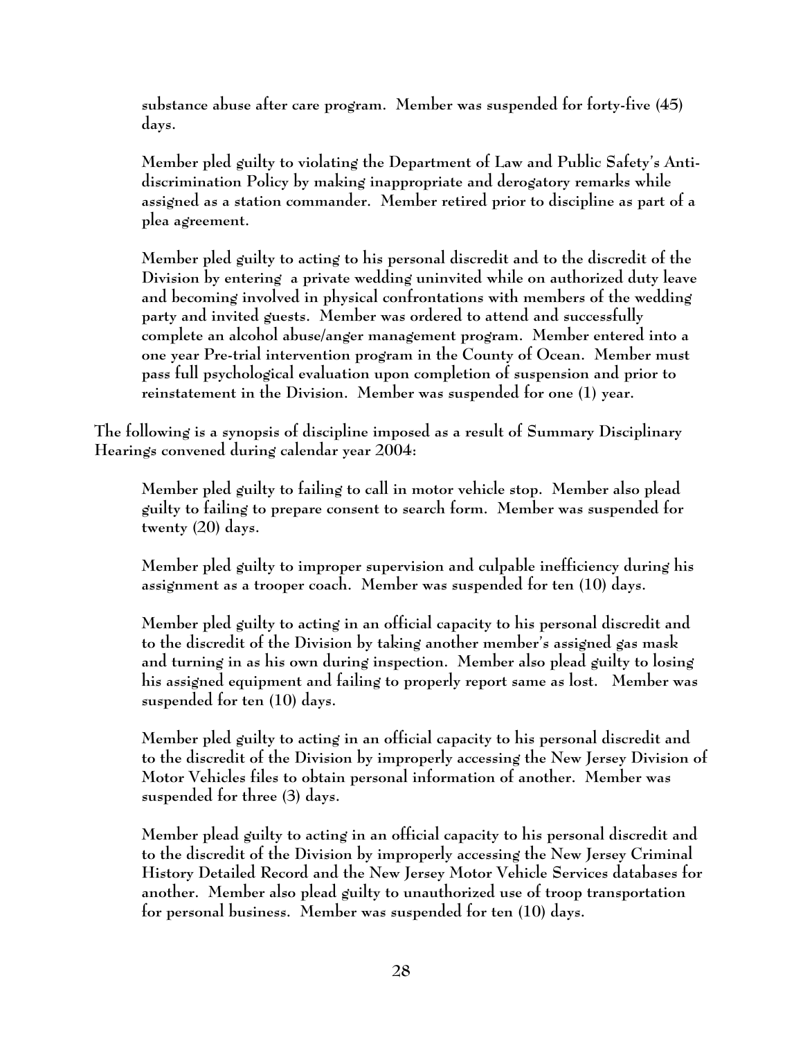substance abuse after care program. Member was suspended for forty-five (45) days.

Member pled guilty to violating the Department of Law and Public Safety's Anti-discrimination Policy by making inappropriate and derogatory remarks while assigned as a station commander. Member retired prior to discipline as part of a plea agreement.

Member pled guilty to acting to his personal discredit and to the discredit of the Division by entering a private wedding uninvited while on authorized duty leave and becoming involved in physical confrontations with members of the wedding party and invited guests. Member was ordered to attend and successfully complete an alcohol abuse/anger management program. Member entered into a one year Pre-trial intervention program in the County of Ocean. Member must pass full psychological evaluation upon completion of suspension and prior to reinstatement in the Division. Member was suspended for one (1) year.

The following is a synopsis of discipline imposed as a result of Summary Disciplinary Hearings convened during calendar year 2004:

Member pled guilty to failing to call in motor vehicle stop. Member also plead guilty to failing to prepare consent to search form. Member was suspended for twenty (20) days.

Member pled guilty to improper supervision and culpable inefficiency during his assignment as a trooper coach. Member was suspended for ten (10) days.

Member pled guilty to acting in an official capacity to his personal discredit and to the discredit of the Division by taking another member's assigned gas mask and turning in as his own during inspection. Member also plead guilty to losing his assigned equipment and failing to properly report same as lost. Member was suspended for ten (10) days.

Member pled guilty to acting in an official capacity to his personal discredit and to the discredit of the Division by improperly accessing the New Jersey Division of Motor Vehicles files to obtain personal information of another. Member was suspended for three (3) days.

Member plead guilty to acting in an official capacity to his personal discredit and to the discredit of the Division by improperly accessing the New Jersey Criminal History Detailed Record and the New Jersey Motor Vehicle Services databases for another. Member also plead guilty to unauthorized use of troop transportation for personal business. Member was suspended for ten (10) days.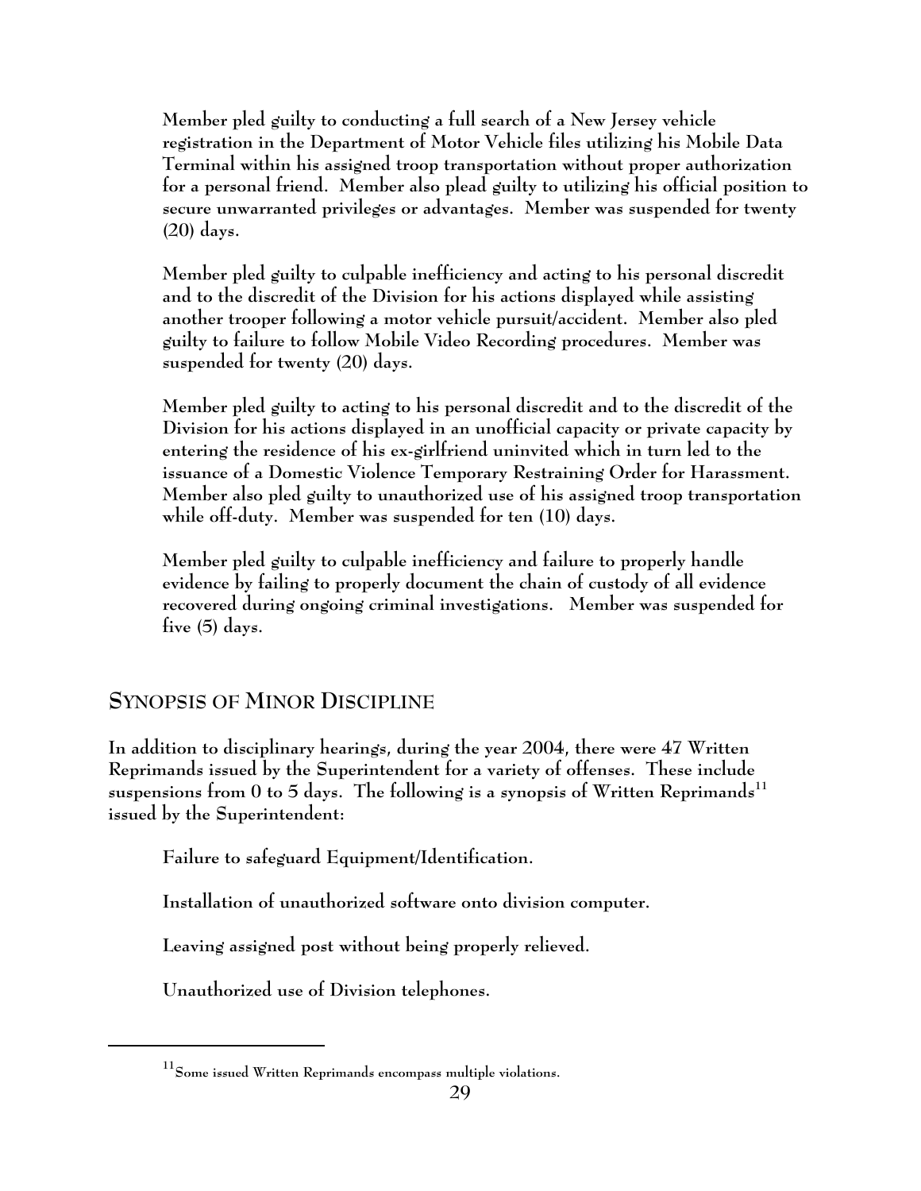Member pled guilty to conducting a full search of a New Jersey vehicle registration in the Department of Motor Vehicle files utilizing his Mobile Data Terminal within his assigned troop transportation without proper authorization for a personal friend. Member also plead guilty to utilizing his official position to secure unwarranted privileges or advantages. Member was suspended for twenty (20) days.

Member pled guilty to culpable inefficiency and acting to his personal discredit and to the discredit of the Division for his actions displayed while assisting another trooper following a motor vehicle pursuit/accident. Member also pled guilty to failure to follow Mobile Video Recording procedures. Member was suspended for twenty (20) days.

Member pled guilty to acting to his personal discredit and to the discredit of the Division for his actions displayed in an unofficial capacity or private capacity by entering the residence of his ex-girlfriend uninvited which in turn led to the issuance of a Domestic Violence Temporary Restraining Order for Harassment. Member also pled guilty to unauthorized use of his assigned troop transportation while off-duty. Member was suspended for ten (10) days.

Member pled guilty to culpable inefficiency and failure to properly handle evidence by failing to properly document the chain of custody of all evidence recovered during ongoing criminal investigations. Member was suspended for five (5) days.

## SYNOPSIS OF MINOR DISCIPLINE

In addition to disciplinary hearings, during the year 2004, there were 47 Written Reprimands issued by the Superintendent for a variety of offenses. These include suspensions from 0 to 5 days. The following is a synopsis of Written Reprimands[11] issued by the Superintendent:

Failure to safeguard Equipment/Identification.

Installation of unauthorized software onto division computer.

Leaving assigned post without being properly relieved.

Unauthorized use of Division telephones.

[11] Some issued Written Reprimands encompass multiple violations.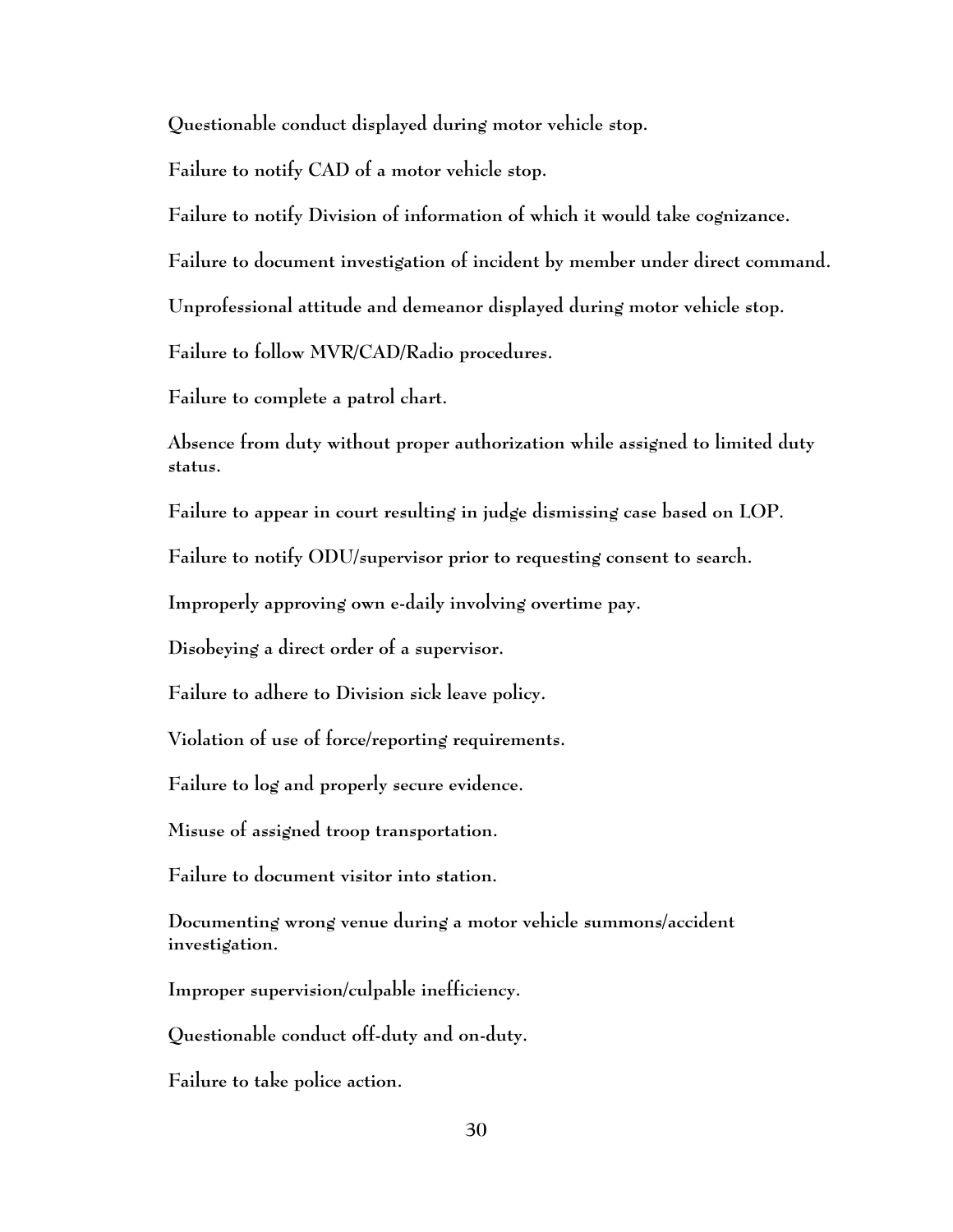**Questionable conduct displayed during motor vehicle stop.**

**Failure to notify CAD of a motor vehicle stop.**

**Failure to notify Division of information of which it would take cognizance.**

**Failure to document investigation of incident by member under direct command.**

**Unprofessional attitude and demeanor displayed during motor vehicle stop.**

**Failure to follow MVR/CAD/Radio procedures.**

**Failure to complete a patrol chart.**

**Absence from duty without proper authorization while assigned to limited duty status.**

**Failure to appear in court resulting in judge dismissing case based on LOP.**

**Failure to notify ODU/supervisor prior to requesting consent to search.**

**Improperly approving own e-daily involving overtime pay.**

**Disobeying a direct order of a supervisor.**

**Failure to adhere to Division sick leave policy.**

**Violation of use of force/reporting requirements.**

**Failure to log and properly secure evidence.**

**Misuse of assigned troop transportation.**

**Failure to document visitor into station.**

**Documenting wrong venue during a motor vehicle summons/accident investigation.**

**Improper supervision/culpable inefficiency.**

**Questionable conduct off-duty and on-duty.**

**Failure to take police action.**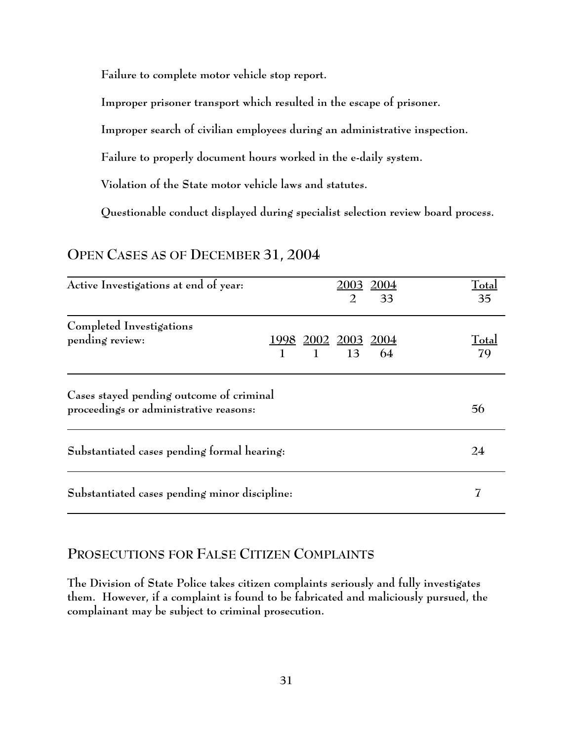**Failure to complete motor vehicle stop report.**

**Improper prisoner transport which resulted in the escape of prisoner.**

**Improper search of civilian employees during an administrative inspection.**

**Failure to properly document hours worked in the e-daily system.**

**Violation of the State motor vehicle laws and statutes.**

**Questionable conduct displayed during specialist selection review board process.**

## OPEN CASES AS OF DECEMBER 31, 2004

| | 1998 | 2002 | 2003 | 2004 | Total |
|---|---|---|---|---|---|
| **Active Investigations at end of year:** | | | 2 | 33 | 35 |
| **Completed Investigations pending review:** | 1 | 1 | 13 | 64 | 79 |
| **Cases stayed pending outcome of criminal proceedings or administrative reasons:** | | | | | 56 |
| **Substantiated cases pending formal hearing:** | | | | | 24 |
| **Substantiated cases pending minor discipline:** | | | | | 7 |

## PROSECUTIONS FOR FALSE CITIZEN COMPLAINTS

**The Division of State Police takes citizen complaints seriously and fully investigates them. However, if a complaint is found to be fabricated and maliciously pursued, the complainant may be subject to criminal prosecution.**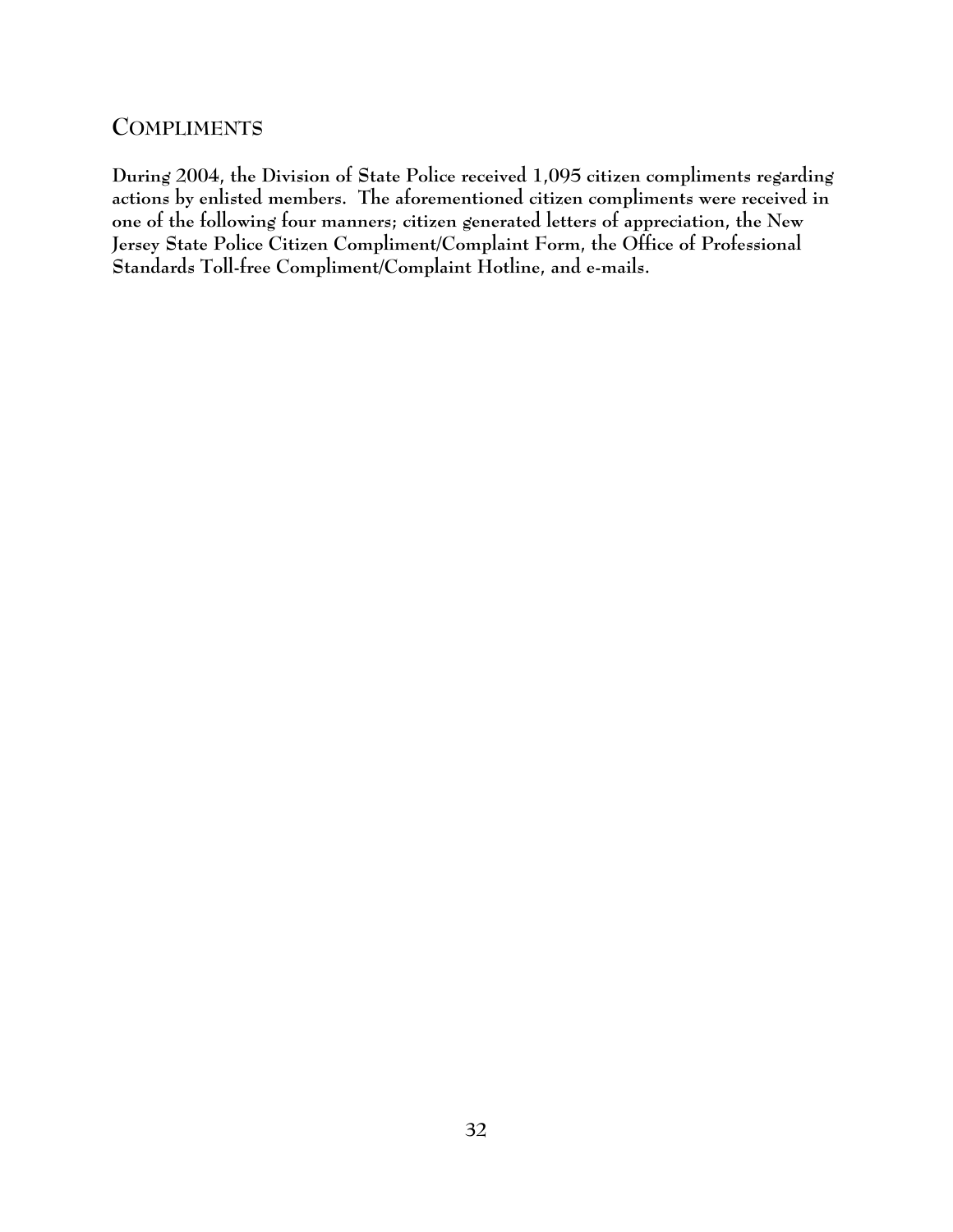## COMPLIMENTS

**During 2004, the Division of State Police received 1,095 citizen compliments regarding actions by enlisted members. The aforementioned citizen compliments were received in one of the following four manners; citizen generated letters of appreciation, the New Jersey State Police Citizen Compliment/Complaint Form, the Office of Professional Standards Toll-free Compliment/Complaint Hotline, and e-mails.**